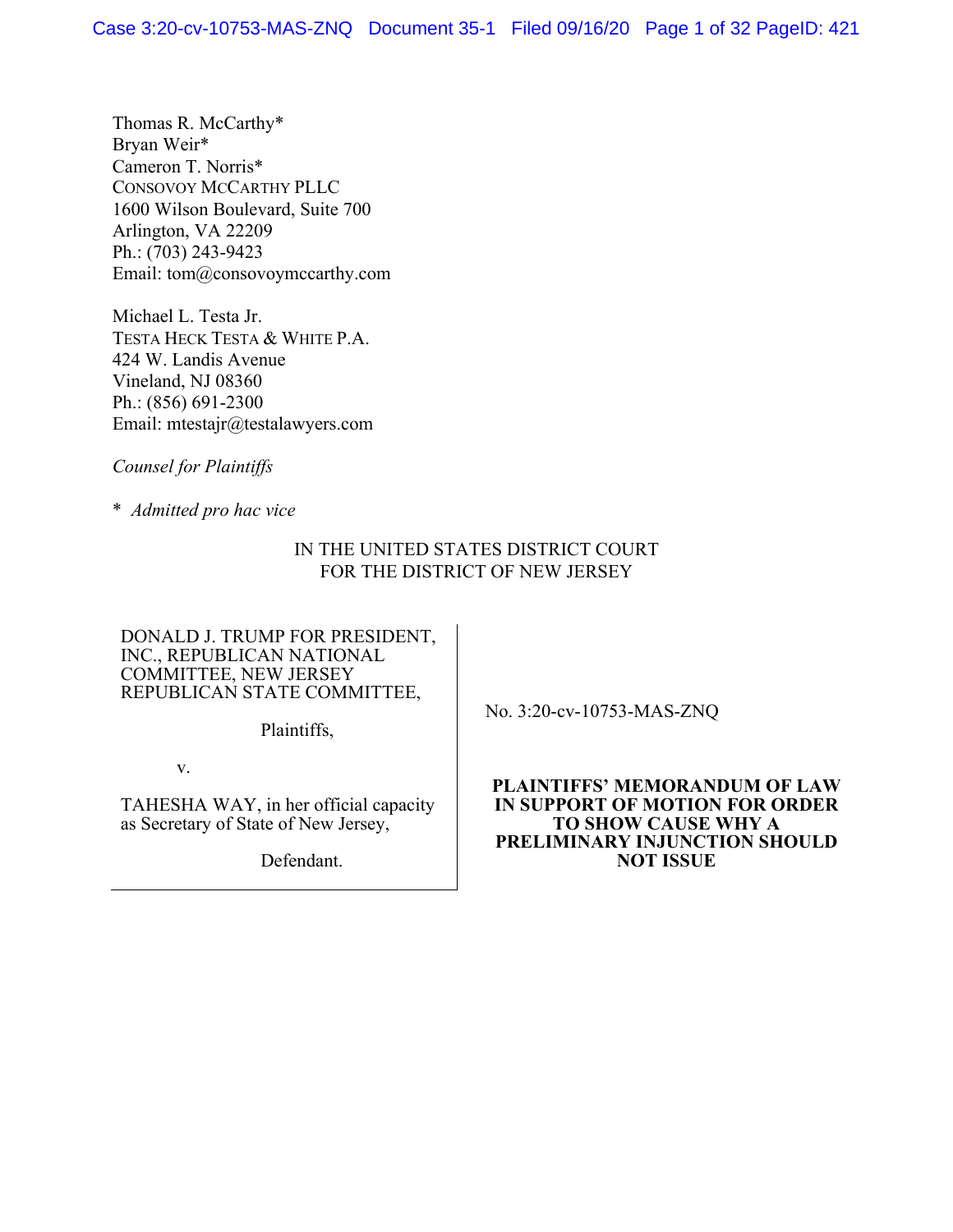Thomas R. McCarthy*
Bryan Weir*
Cameron T. Norris*
CONSOVOY MCCARTHY PLLC
1600 Wilson Boulevard, Suite 700
Arlington, VA 22209
Ph.: (703) 243-9423
Email: tom@consovoymccarthy.com

Michael L. Testa Jr.
TESTA HECK TESTA & WHITE P.A.
424 W. Landis Avenue
Vineland, NJ 08360
Ph.: (856) 691-2300
Email: mtestajr@testalawyers.com

*Counsel for Plaintiffs*

\* *Admitted pro hac vice*

IN THE UNITED STATES DISTRICT COURT
FOR THE DISTRICT OF NEW JERSEY

DONALD J. TRUMP FOR PRESIDENT, INC., REPUBLICAN NATIONAL COMMITTEE, NEW JERSEY REPUBLICAN STATE COMMITTEE,

Plaintiffs,

v.

TAHESHA WAY, in her official capacity as Secretary of State of New Jersey,

Defendant.

No. 3:20-cv-10753-MAS-ZNQ

**PLAINTIFFS' MEMORANDUM OF LAW IN SUPPORT OF MOTION FOR ORDER TO SHOW CAUSE WHY A PRELIMINARY INJUNCTION SHOULD NOT ISSUE**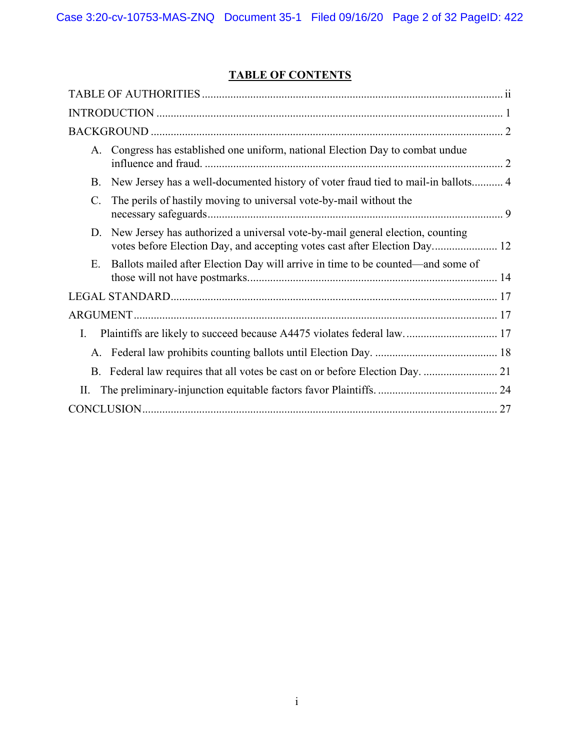## TABLE OF CONTENTS

TABLE OF AUTHORITIES ........................................................................................................ ii

INTRODUCTION ........................................................................................................................ 1

BACKGROUND .......................................................................................................................... 2

- A. Congress has established one uniform, national Election Day to combat undue influence and fraud. ........................................................................................................ 2
- B. New Jersey has a well-documented history of voter fraud tied to mail-in ballots........... 4
- C. The perils of hastily moving to universal vote-by-mail without the necessary safeguards........................................................................................................ 9
- D. New Jersey has authorized a universal vote-by-mail general election, counting votes before Election Day, and accepting votes cast after Election Day....................... 12
- E. Ballots mailed after Election Day will arrive in time to be counted—and some of those will not have postmarks....................................................................................... 14

LEGAL STANDARD.................................................................................................................. 17

ARGUMENT.............................................................................................................................. 17

- I. Plaintiffs are likely to succeed because A4475 violates federal law................................ 17
  - A. Federal law prohibits counting ballots until Election Day. ........................................... 18
  - B. Federal law requires that all votes be cast on or before Election Day. .......................... 21
- II. The preliminary-injunction equitable factors favor Plaintiffs. .......................................... 24

CONCLUSION............................................................................................................................ 27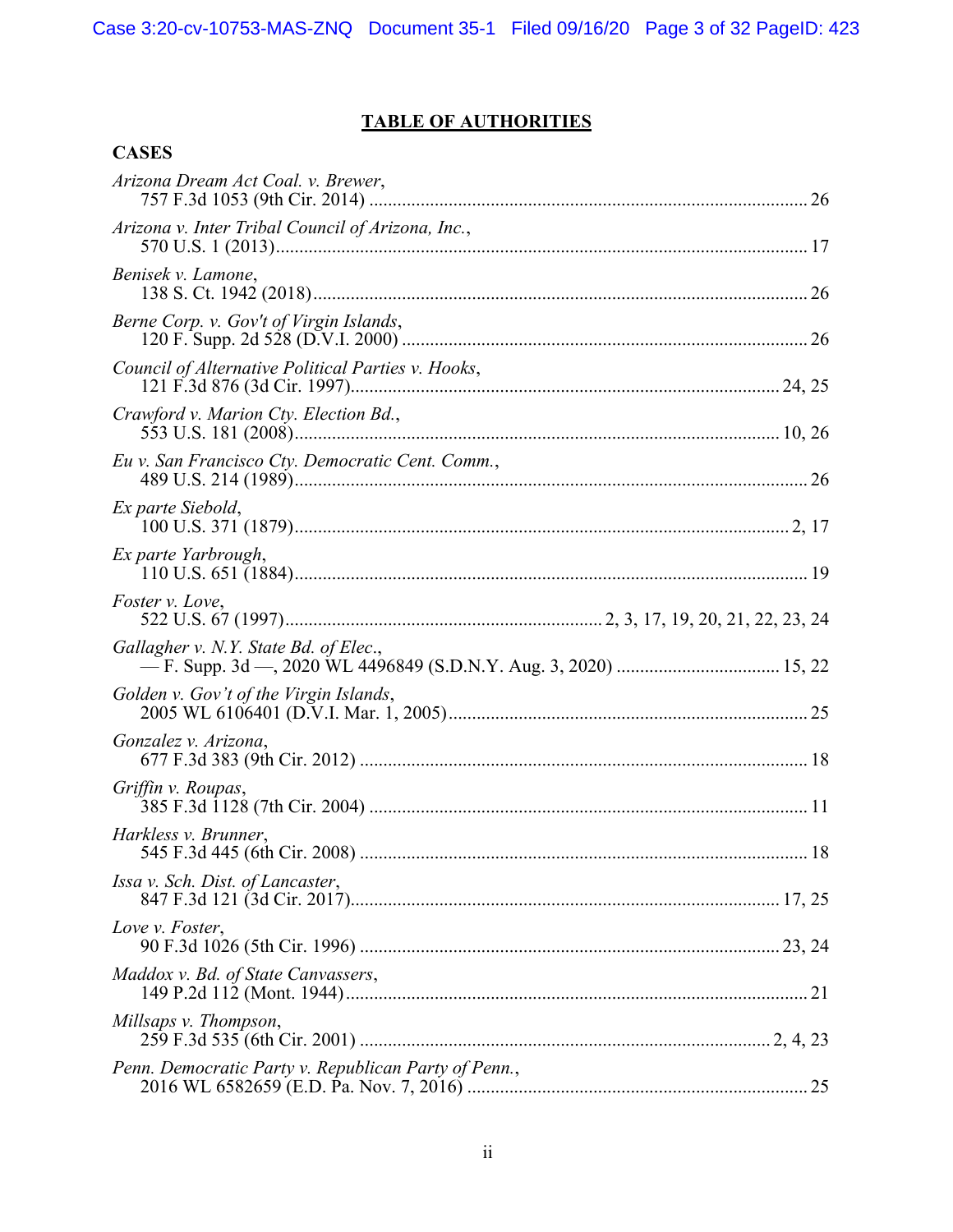## TABLE OF AUTHORITIES

### CASES

*Arizona Dream Act Coal. v. Brewer*,
757 F.3d 1053 (9th Cir. 2014) .......... 26

*Arizona v. Inter Tribal Council of Arizona, Inc.*,
570 U.S. 1 (2013) .......... 17

*Benisek v. Lamone*,
138 S. Ct. 1942 (2018) .......... 26

*Berne Corp. v. Gov't of Virgin Islands*,
120 F. Supp. 2d 528 (D.V.I. 2000) .......... 26

*Council of Alternative Political Parties v. Hooks*,
121 F.3d 876 (3d Cir. 1997) .......... 24, 25

*Crawford v. Marion Cty. Election Bd.*,
553 U.S. 181 (2008) .......... 10, 26

*Eu v. San Francisco Cty. Democratic Cent. Comm.*,
489 U.S. 214 (1989) .......... 26

*Ex parte Siebold*,
100 U.S. 371 (1879) .......... 2, 17

*Ex parte Yarbrough*,
110 U.S. 651 (1884) .......... 19

*Foster v. Love*,
522 U.S. 67 (1997) .......... 2, 3, 17, 19, 20, 21, 22, 23, 24

*Gallagher v. N.Y. State Bd. of Elec.*,
— F. Supp. 3d —, 2020 WL 4496849 (S.D.N.Y. Aug. 3, 2020) .......... 15, 22

*Golden v. Gov't of the Virgin Islands*,
2005 WL 6106401 (D.V.I. Mar. 1, 2005) .......... 25

*Gonzalez v. Arizona*,
677 F.3d 383 (9th Cir. 2012) .......... 18

*Griffin v. Roupas*,
385 F.3d 1128 (7th Cir. 2004) .......... 11

*Harkless v. Brunner*,
545 F.3d 445 (6th Cir. 2008) .......... 18

*Issa v. Sch. Dist. of Lancaster*,
847 F.3d 121 (3d Cir. 2017) .......... 17, 25

*Love v. Foster*,
90 F.3d 1026 (5th Cir. 1996) .......... 23, 24

*Maddox v. Bd. of State Canvassers*,
149 P.2d 112 (Mont. 1944) .......... 21

*Millsaps v. Thompson*,
259 F.3d 535 (6th Cir. 2001) .......... 2, 4, 23

*Penn. Democratic Party v. Republican Party of Penn.*,
2016 WL 6582659 (E.D. Pa. Nov. 7, 2016) .......... 25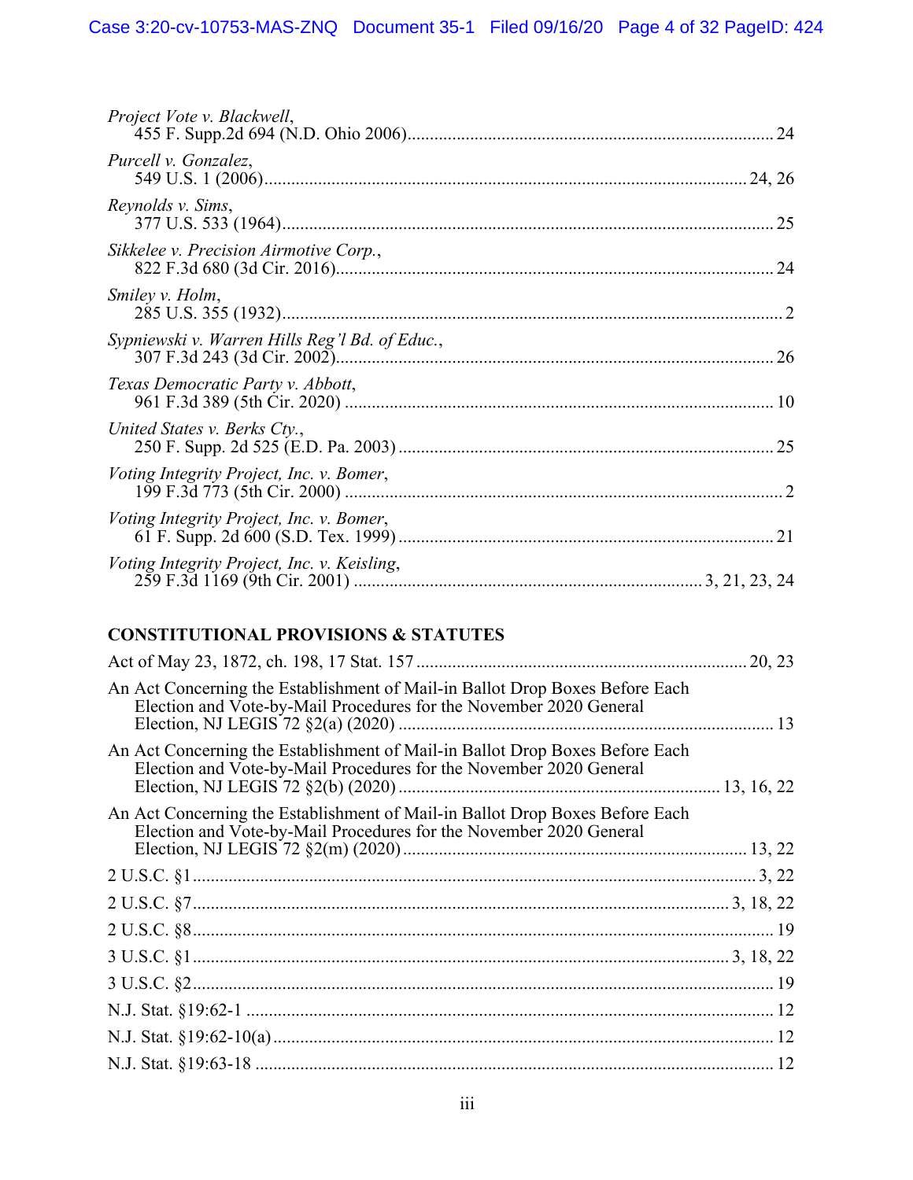*Project Vote v. Blackwell*,
455 F. Supp.2d 694 (N.D. Ohio 2006) ........ 24

*Purcell v. Gonzalez*,
549 U.S. 1 (2006) ........ 24, 26

*Reynolds v. Sims*,
377 U.S. 533 (1964) ........ 25

*Sikkelee v. Precision Airmotive Corp.*,
822 F.3d 680 (3d Cir. 2016) ........ 24

*Smiley v. Holm*,
285 U.S. 355 (1932) ........ 2

*Sypniewski v. Warren Hills Reg'l Bd. of Educ.*,
307 F.3d 243 (3d Cir. 2002) ........ 26

*Texas Democratic Party v. Abbott*,
961 F.3d 389 (5th Cir. 2020) ........ 10

*United States v. Berks Cty.*,
250 F. Supp. 2d 525 (E.D. Pa. 2003) ........ 25

*Voting Integrity Project, Inc. v. Bomer*,
199 F.3d 773 (5th Cir. 2000) ........ 2

*Voting Integrity Project, Inc. v. Bomer*,
61 F. Supp. 2d 600 (S.D. Tex. 1999) ........ 21

*Voting Integrity Project, Inc. v. Keisling*,
259 F.3d 1169 (9th Cir. 2001) ........ 3, 21, 23, 24

## CONSTITUTIONAL PROVISIONS & STATUTES

Act of May 23, 1872, ch. 198, 17 Stat. 157 ........ 20, 23

An Act Concerning the Establishment of Mail-in Ballot Drop Boxes Before Each Election and Vote-by-Mail Procedures for the November 2020 General Election, NJ LEGIS 72 §2(a) (2020) ........ 13

An Act Concerning the Establishment of Mail-in Ballot Drop Boxes Before Each Election and Vote-by-Mail Procedures for the November 2020 General Election, NJ LEGIS 72 §2(b) (2020) ........ 13, 16, 22

An Act Concerning the Establishment of Mail-in Ballot Drop Boxes Before Each Election and Vote-by-Mail Procedures for the November 2020 General Election, NJ LEGIS 72 §2(m) (2020) ........ 13, 22

2 U.S.C. §1 ........ 3, 22

2 U.S.C. §7 ........ 3, 18, 22

2 U.S.C. §8 ........ 19

3 U.S.C. §1 ........ 3, 18, 22

3 U.S.C. §2 ........ 19

N.J. Stat. §19:62-1 ........ 12

N.J. Stat. §19:62-10(a) ........ 12

N.J. Stat. §19:63-18 ........ 12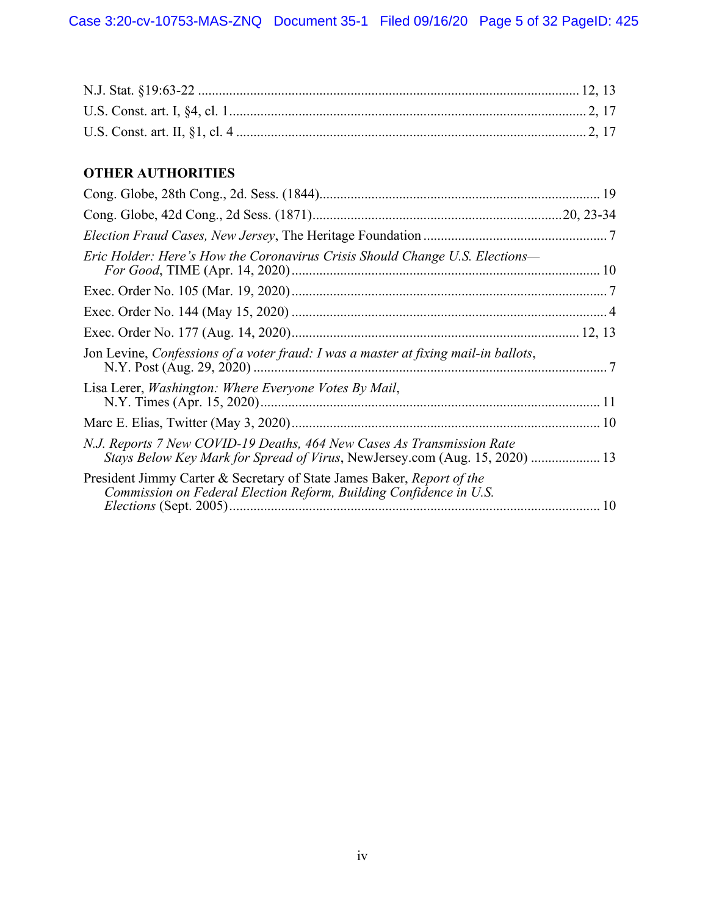N.J. Stat. §19:63-22 .............................................................................................................. 12, 13
U.S. Const. art. I, §4, cl. 1...................................................................................................... 2, 17
U.S. Const. art. II, §1, cl. 4 .................................................................................................... 2, 17

**OTHER AUTHORITIES**

Cong. Globe, 28th Cong., 2d. Sess. (1844)................................................................................ 19
Cong. Globe, 42d Cong., 2d Sess. (1871).......................................................................20, 23-34
*Election Fraud Cases, New Jersey*, The Heritage Foundation ..................................................... 7
*Eric Holder: Here's How the Coronavirus Crisis Should Change U.S. Elections—For Good*, TIME (Apr. 14, 2020)......................................................................................... 10
Exec. Order No. 105 (Mar. 19, 2020).......................................................................................... 7
Exec. Order No. 144 (May 15, 2020) .......................................................................................... 4
Exec. Order No. 177 (Aug. 14, 2020)................................................................................... 12, 13
Jon Levine, *Confessions of a voter fraud: I was a master at fixing mail-in ballots*, N.Y. Post (Aug. 29, 2020) ..................................................................................................... 7
Lisa Lerer, *Washington: Where Everyone Votes By Mail*, N.Y. Times (Apr. 15, 2020)................................................................................................. 11
Marc E. Elias, Twitter (May 3, 2020)........................................................................................ 10
*N.J. Reports 7 New COVID-19 Deaths, 464 New Cases As Transmission Rate Stays Below Key Mark for Spread of Virus*, NewJersey.com (Aug. 15, 2020) .................... 13
President Jimmy Carter & Secretary of State James Baker, *Report of the Commission on Federal Election Reform, Building Confidence in U.S. Elections* (Sept. 2005).......................................................................................................... 10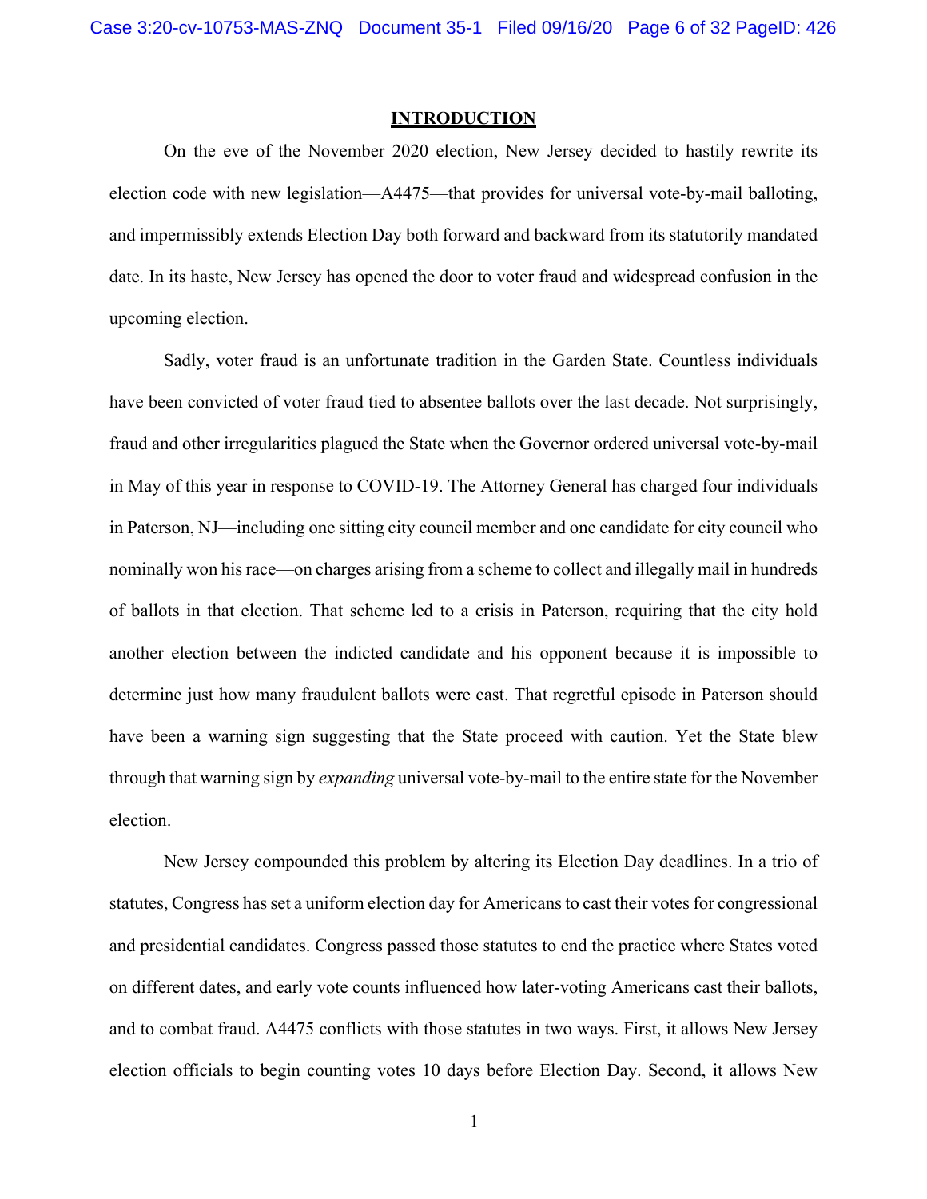## INTRODUCTION

On the eve of the November 2020 election, New Jersey decided to hastily rewrite its election code with new legislation—A4475—that provides for universal vote-by-mail balloting, and impermissibly extends Election Day both forward and backward from its statutorily mandated date. In its haste, New Jersey has opened the door to voter fraud and widespread confusion in the upcoming election.

Sadly, voter fraud is an unfortunate tradition in the Garden State. Countless individuals have been convicted of voter fraud tied to absentee ballots over the last decade. Not surprisingly, fraud and other irregularities plagued the State when the Governor ordered universal vote-by-mail in May of this year in response to COVID-19. The Attorney General has charged four individuals in Paterson, NJ—including one sitting city council member and one candidate for city council who nominally won his race—on charges arising from a scheme to collect and illegally mail in hundreds of ballots in that election. That scheme led to a crisis in Paterson, requiring that the city hold another election between the indicted candidate and his opponent because it is impossible to determine just how many fraudulent ballots were cast. That regretful episode in Paterson should have been a warning sign suggesting that the State proceed with caution. Yet the State blew through that warning sign by *expanding* universal vote-by-mail to the entire state for the November election.

New Jersey compounded this problem by altering its Election Day deadlines. In a trio of statutes, Congress has set a uniform election day for Americans to cast their votes for congressional and presidential candidates. Congress passed those statutes to end the practice where States voted on different dates, and early vote counts influenced how later-voting Americans cast their ballots, and to combat fraud. A4475 conflicts with those statutes in two ways. First, it allows New Jersey election officials to begin counting votes 10 days before Election Day. Second, it allows New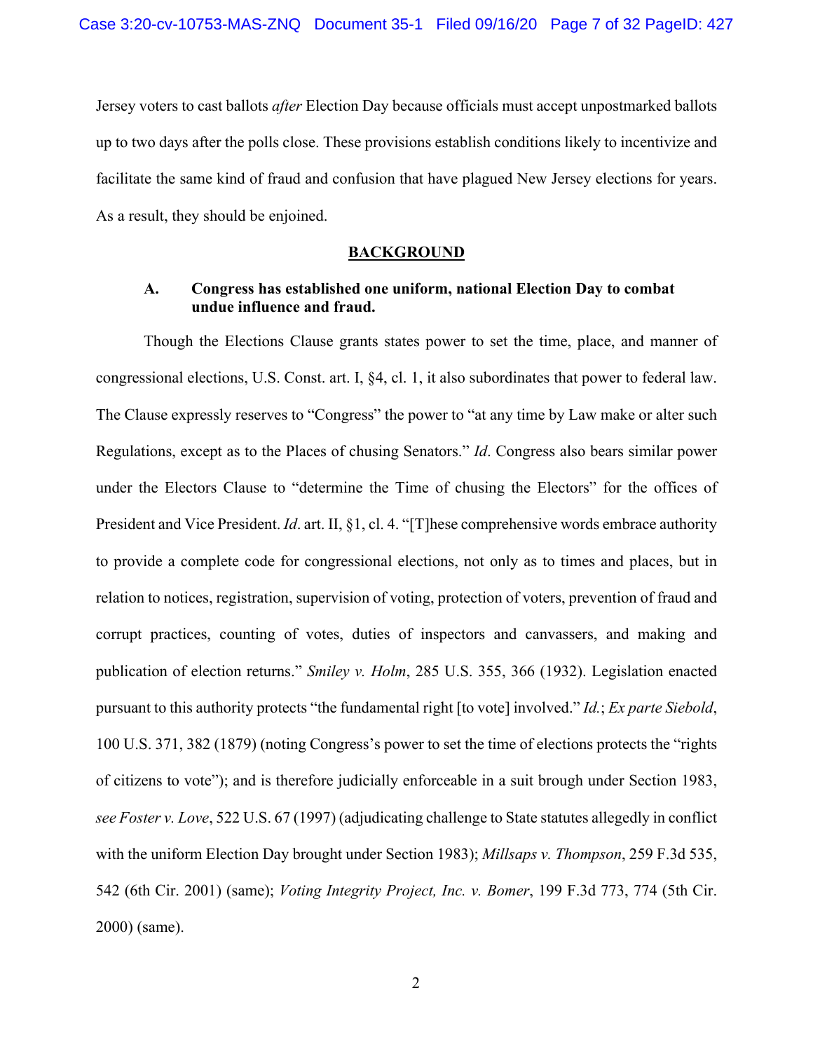Jersey voters to cast ballots *after* Election Day because officials must accept unpostmarked ballots up to two days after the polls close. These provisions establish conditions likely to incentivize and facilitate the same kind of fraud and confusion that have plagued New Jersey elections for years. As a result, they should be enjoined.

## BACKGROUND

### A. Congress has established one uniform, national Election Day to combat undue influence and fraud.

Though the Elections Clause grants states power to set the time, place, and manner of congressional elections, U.S. Const. art. I, §4, cl. 1, it also subordinates that power to federal law. The Clause expressly reserves to "Congress" the power to "at any time by Law make or alter such Regulations, except as to the Places of chusing Senators." *Id*. Congress also bears similar power under the Electors Clause to "determine the Time of chusing the Electors" for the offices of President and Vice President. *Id*. art. II, §1, cl. 4. "[T]hese comprehensive words embrace authority to provide a complete code for congressional elections, not only as to times and places, but in relation to notices, registration, supervision of voting, protection of voters, prevention of fraud and corrupt practices, counting of votes, duties of inspectors and canvassers, and making and publication of election returns." *Smiley v. Holm*, 285 U.S. 355, 366 (1932). Legislation enacted pursuant to this authority protects "the fundamental right [to vote] involved." *Id.*; *Ex parte Siebold*, 100 U.S. 371, 382 (1879) (noting Congress's power to set the time of elections protects the "rights of citizens to vote"); and is therefore judicially enforceable in a suit brough under Section 1983, *see Foster v. Love*, 522 U.S. 67 (1997) (adjudicating challenge to State statutes allegedly in conflict with the uniform Election Day brought under Section 1983); *Millsaps v. Thompson*, 259 F.3d 535, 542 (6th Cir. 2001) (same); *Voting Integrity Project, Inc. v. Bomer*, 199 F.3d 773, 774 (5th Cir. 2000) (same).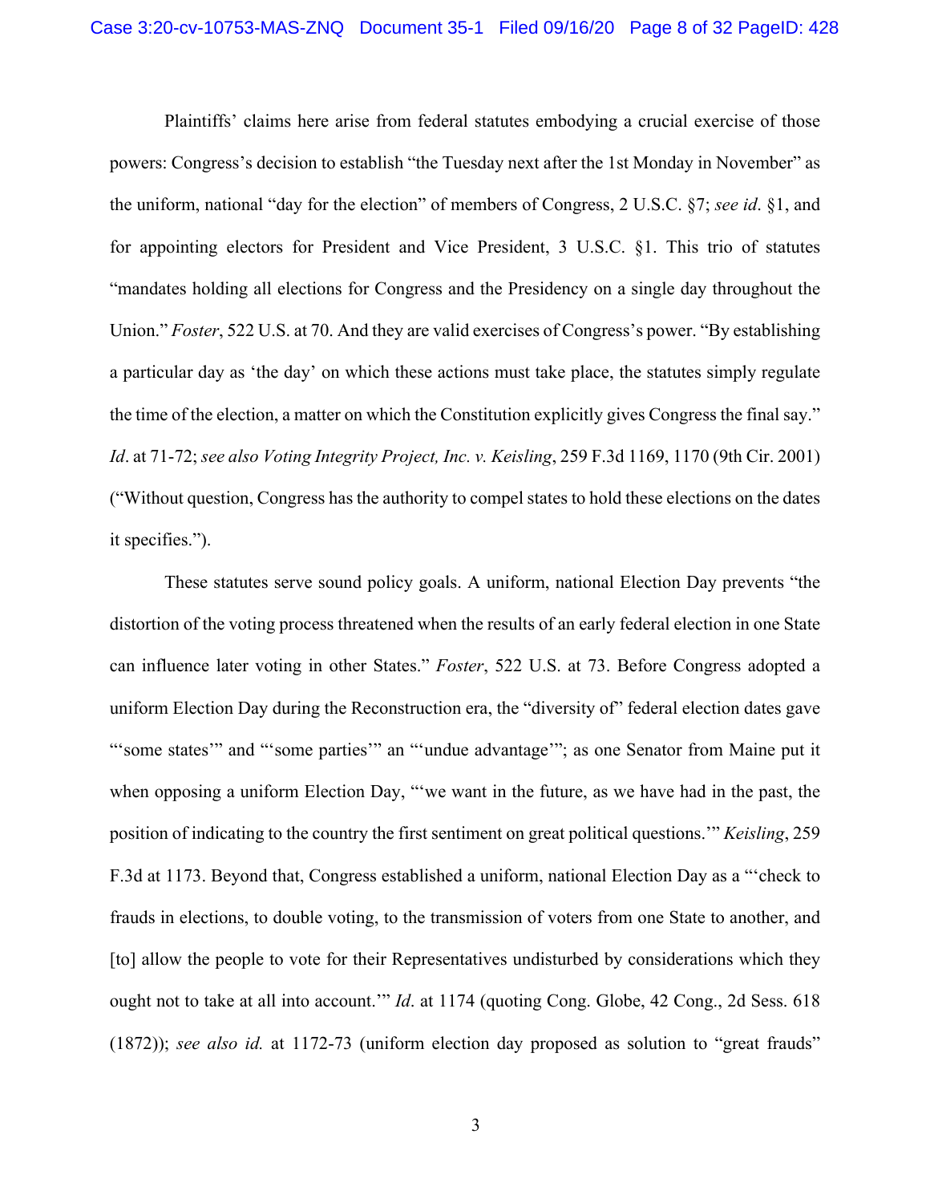Plaintiffs' claims here arise from federal statutes embodying a crucial exercise of those powers: Congress's decision to establish "the Tuesday next after the 1st Monday in November" as the uniform, national "day for the election" of members of Congress, 2 U.S.C. §7; *see id*. §1, and for appointing electors for President and Vice President, 3 U.S.C. §1. This trio of statutes "mandates holding all elections for Congress and the Presidency on a single day throughout the Union." *Foster*, 522 U.S. at 70. And they are valid exercises of Congress's power. "By establishing a particular day as 'the day' on which these actions must take place, the statutes simply regulate the time of the election, a matter on which the Constitution explicitly gives Congress the final say." *Id*. at 71-72; *see also Voting Integrity Project, Inc. v. Keisling*, 259 F.3d 1169, 1170 (9th Cir. 2001) ("Without question, Congress has the authority to compel states to hold these elections on the dates it specifies.").

These statutes serve sound policy goals. A uniform, national Election Day prevents "the distortion of the voting process threatened when the results of an early federal election in one State can influence later voting in other States." *Foster*, 522 U.S. at 73. Before Congress adopted a uniform Election Day during the Reconstruction era, the "diversity of" federal election dates gave "'some states'" and "'some parties'" an "'undue advantage'"; as one Senator from Maine put it when opposing a uniform Election Day, "'we want in the future, as we have had in the past, the position of indicating to the country the first sentiment on great political questions.'" *Keisling*, 259 F.3d at 1173. Beyond that, Congress established a uniform, national Election Day as a "'check to frauds in elections, to double voting, to the transmission of voters from one State to another, and [to] allow the people to vote for their Representatives undisturbed by considerations which they ought not to take at all into account.'" *Id*. at 1174 (quoting Cong. Globe, 42 Cong., 2d Sess. 618 (1872)); *see also id.* at 1172-73 (uniform election day proposed as solution to "great frauds"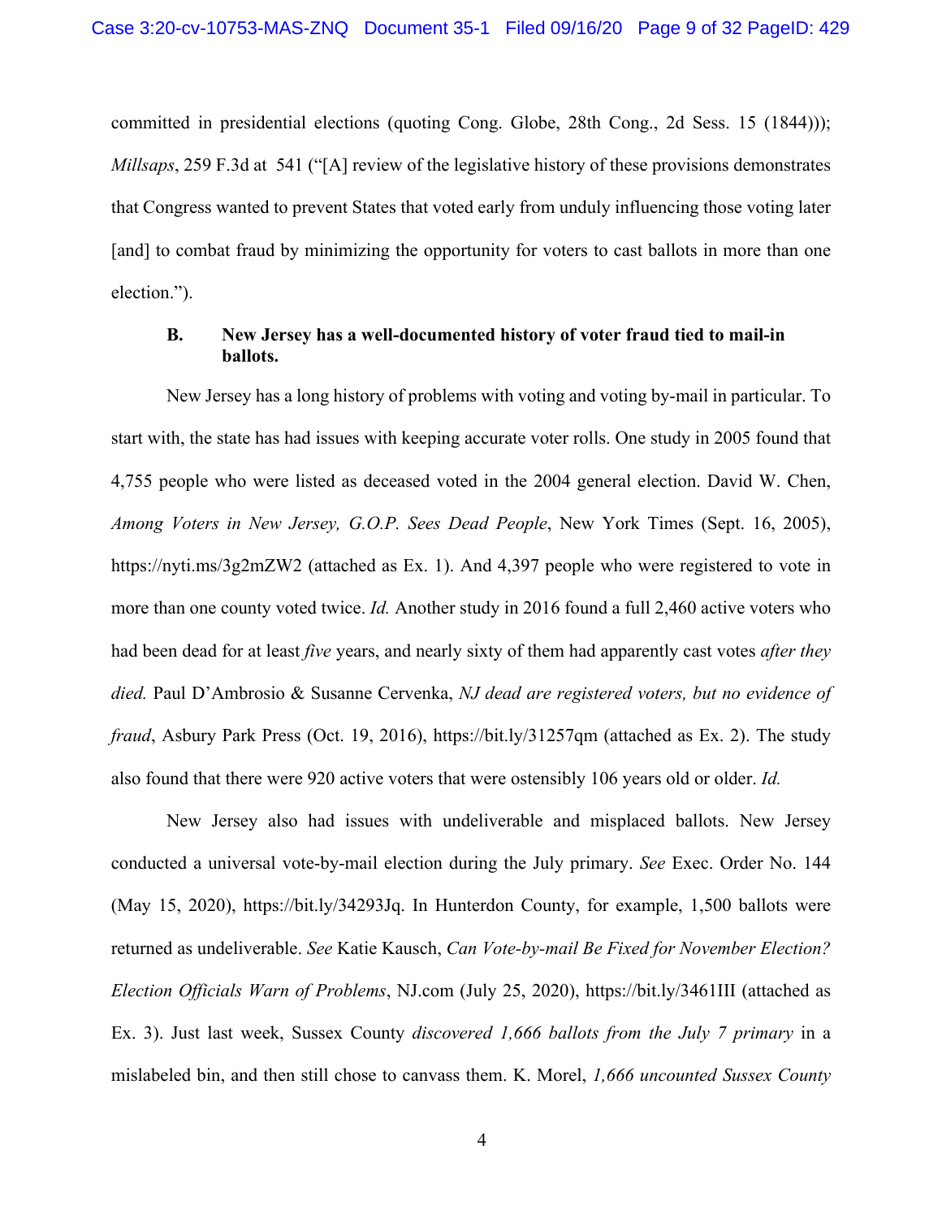committed in presidential elections (quoting Cong. Globe, 28th Cong., 2d Sess. 15 (1844))); *Millsaps*, 259 F.3d at 541 ("[A] review of the legislative history of these provisions demonstrates that Congress wanted to prevent States that voted early from unduly influencing those voting later [and] to combat fraud by minimizing the opportunity for voters to cast ballots in more than one election.").

### B. New Jersey has a well-documented history of voter fraud tied to mail-in ballots.

New Jersey has a long history of problems with voting and voting by-mail in particular. To start with, the state has had issues with keeping accurate voter rolls. One study in 2005 found that 4,755 people who were listed as deceased voted in the 2004 general election. David W. Chen, *Among Voters in New Jersey, G.O.P. Sees Dead People*, New York Times (Sept. 16, 2005), https://nyti.ms/3g2mZW2 (attached as Ex. 1). And 4,397 people who were registered to vote in more than one county voted twice. *Id.* Another study in 2016 found a full 2,460 active voters who had been dead for at least *five* years, and nearly sixty of them had apparently cast votes *after they died.* Paul D'Ambrosio & Susanne Cervenka, *NJ dead are registered voters, but no evidence of fraud*, Asbury Park Press (Oct. 19, 2016), https://bit.ly/31257qm (attached as Ex. 2). The study also found that there were 920 active voters that were ostensibly 106 years old or older. *Id.*

New Jersey also had issues with undeliverable and misplaced ballots. New Jersey conducted a universal vote-by-mail election during the July primary. *See* Exec. Order No. 144 (May 15, 2020), https://bit.ly/34293Jq. In Hunterdon County, for example, 1,500 ballots were returned as undeliverable. *See* Katie Kausch, *Can Vote-by-mail Be Fixed for November Election? Election Officials Warn of Problems*, NJ.com (July 25, 2020), https://bit.ly/3461III (attached as Ex. 3). Just last week, Sussex County *discovered 1,666 ballots from the July 7 primary* in a mislabeled bin, and then still chose to canvass them. K. Morel, *1,666 uncounted Sussex County*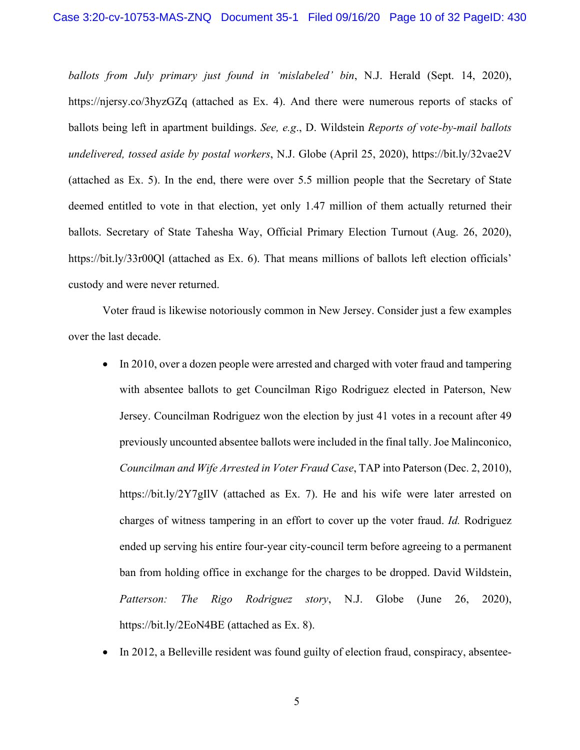*ballots from July primary just found in 'mislabeled' bin*, N.J. Herald (Sept. 14, 2020), https://njersy.co/3hyzGZq (attached as Ex. 4). And there were numerous reports of stacks of ballots being left in apartment buildings. *See, e.g.*, D. Wildstein *Reports of vote-by-mail ballots undelivered, tossed aside by postal workers*, N.J. Globe (April 25, 2020), https://bit.ly/32vae2V (attached as Ex. 5). In the end, there were over 5.5 million people that the Secretary of State deemed entitled to vote in that election, yet only 1.47 million of them actually returned their ballots. Secretary of State Tahesha Way, Official Primary Election Turnout (Aug. 26, 2020), https://bit.ly/33r00Ql (attached as Ex. 6). That means millions of ballots left election officials' custody and were never returned.

Voter fraud is likewise notoriously common in New Jersey. Consider just a few examples over the last decade.

- In 2010, over a dozen people were arrested and charged with voter fraud and tampering with absentee ballots to get Councilman Rigo Rodriguez elected in Paterson, New Jersey. Councilman Rodriguez won the election by just 41 votes in a recount after 49 previously uncounted absentee ballots were included in the final tally. Joe Malinconico, *Councilman and Wife Arrested in Voter Fraud Case*, TAP into Paterson (Dec. 2, 2010), https://bit.ly/2Y7gIlV (attached as Ex. 7). He and his wife were later arrested on charges of witness tampering in an effort to cover up the voter fraud. *Id.* Rodriguez ended up serving his entire four-year city-council term before agreeing to a permanent ban from holding office in exchange for the charges to be dropped. David Wildstein, *Patterson: The Rigo Rodriguez story*, N.J. Globe (June 26, 2020), https://bit.ly/2EoN4BE (attached as Ex. 8).
- In 2012, a Belleville resident was found guilty of election fraud, conspiracy, absentee-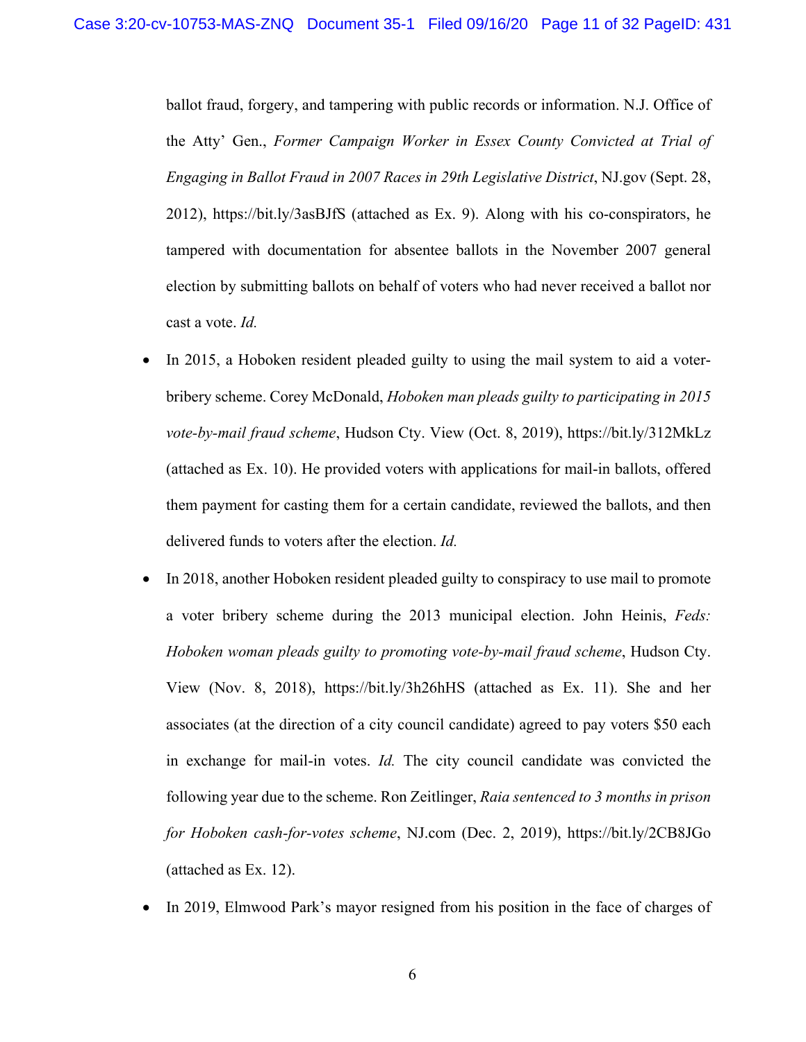ballot fraud, forgery, and tampering with public records or information. N.J. Office of the Atty' Gen., *Former Campaign Worker in Essex County Convicted at Trial of Engaging in Ballot Fraud in 2007 Races in 29th Legislative District*, NJ.gov (Sept. 28, 2012), https://bit.ly/3asBJfS (attached as Ex. 9). Along with his co-conspirators, he tampered with documentation for absentee ballots in the November 2007 general election by submitting ballots on behalf of voters who had never received a ballot nor cast a vote. *Id.*

- In 2015, a Hoboken resident pleaded guilty to using the mail system to aid a voter-bribery scheme. Corey McDonald, *Hoboken man pleads guilty to participating in 2015 vote-by-mail fraud scheme*, Hudson Cty. View (Oct. 8, 2019), https://bit.ly/312MkLz (attached as Ex. 10). He provided voters with applications for mail-in ballots, offered them payment for casting them for a certain candidate, reviewed the ballots, and then delivered funds to voters after the election. *Id.*

- In 2018, another Hoboken resident pleaded guilty to conspiracy to use mail to promote a voter bribery scheme during the 2013 municipal election. John Heinis, *Feds: Hoboken woman pleads guilty to promoting vote-by-mail fraud scheme*, Hudson Cty. View (Nov. 8, 2018), https://bit.ly/3h26hHS (attached as Ex. 11). She and her associates (at the direction of a city council candidate) agreed to pay voters $50 each in exchange for mail-in votes. *Id.* The city council candidate was convicted the following year due to the scheme. Ron Zeitlinger, *Raia sentenced to 3 months in prison for Hoboken cash-for-votes scheme*, NJ.com (Dec. 2, 2019), https://bit.ly/2CB8JGo (attached as Ex. 12).

- In 2019, Elmwood Park's mayor resigned from his position in the face of charges of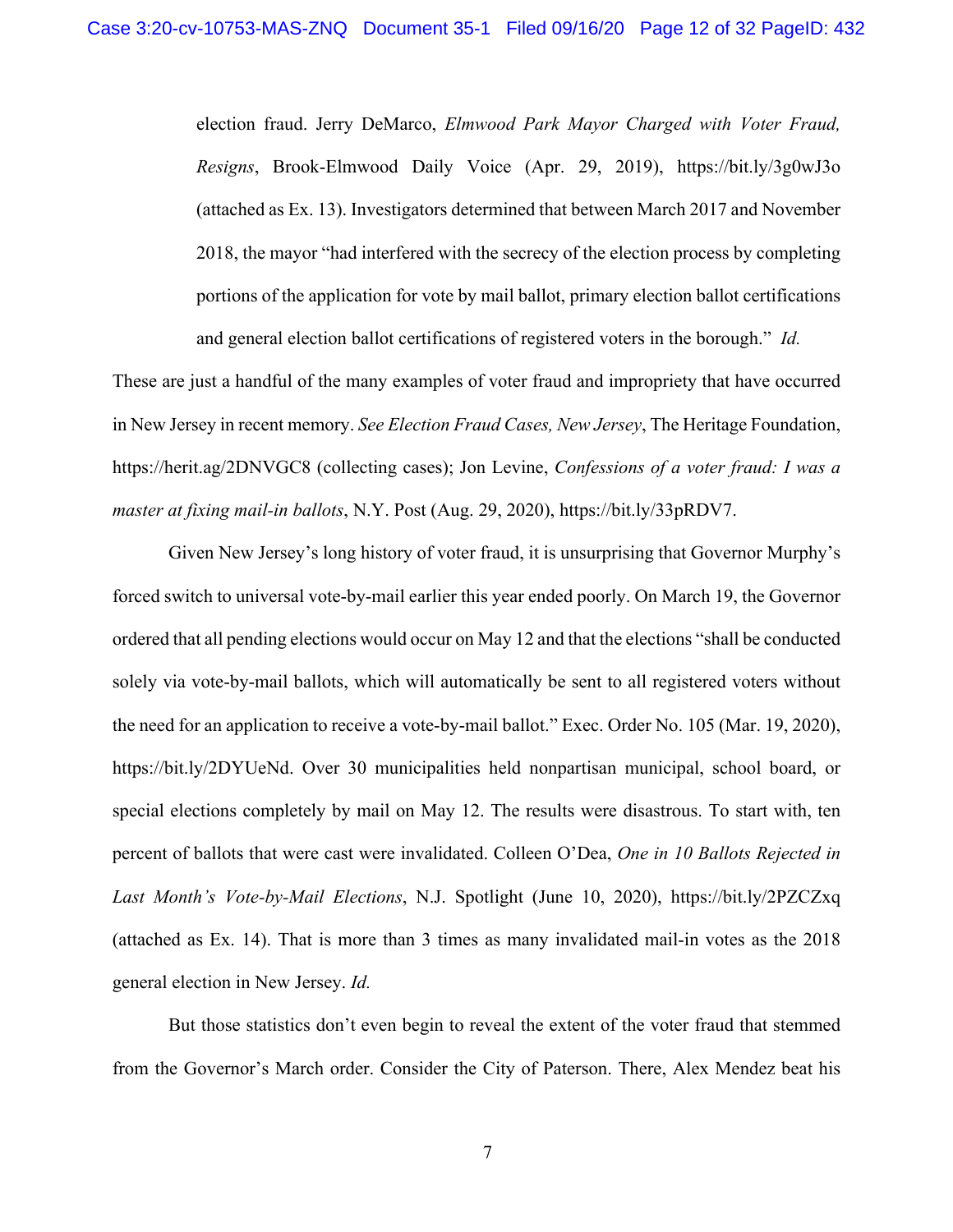election fraud. Jerry DeMarco, *Elmwood Park Mayor Charged with Voter Fraud, Resigns*, Brook-Elmwood Daily Voice (Apr. 29, 2019), https://bit.ly/3g0wJ3o (attached as Ex. 13). Investigators determined that between March 2017 and November 2018, the mayor "had interfered with the secrecy of the election process by completing portions of the application for vote by mail ballot, primary election ballot certifications and general election ballot certifications of registered voters in the borough." *Id.*

These are just a handful of the many examples of voter fraud and impropriety that have occurred in New Jersey in recent memory. *See Election Fraud Cases, New Jersey*, The Heritage Foundation, https://herit.ag/2DNVGC8 (collecting cases); Jon Levine, *Confessions of a voter fraud: I was a master at fixing mail-in ballots*, N.Y. Post (Aug. 29, 2020), https://bit.ly/33pRDV7.

Given New Jersey's long history of voter fraud, it is unsurprising that Governor Murphy's forced switch to universal vote-by-mail earlier this year ended poorly. On March 19, the Governor ordered that all pending elections would occur on May 12 and that the elections "shall be conducted solely via vote-by-mail ballots, which will automatically be sent to all registered voters without the need for an application to receive a vote-by-mail ballot." Exec. Order No. 105 (Mar. 19, 2020), https://bit.ly/2DYUeNd. Over 30 municipalities held nonpartisan municipal, school board, or special elections completely by mail on May 12. The results were disastrous. To start with, ten percent of ballots that were cast were invalidated. Colleen O'Dea, *One in 10 Ballots Rejected in Last Month's Vote-by-Mail Elections*, N.J. Spotlight (June 10, 2020), https://bit.ly/2PZCZxq (attached as Ex. 14). That is more than 3 times as many invalidated mail-in votes as the 2018 general election in New Jersey. *Id.*

But those statistics don't even begin to reveal the extent of the voter fraud that stemmed from the Governor's March order. Consider the City of Paterson. There, Alex Mendez beat his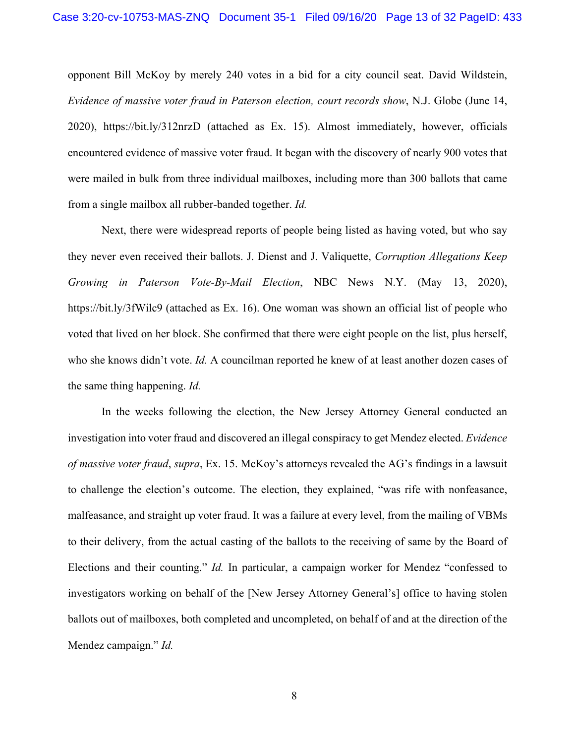opponent Bill McKoy by merely 240 votes in a bid for a city council seat. David Wildstein, *Evidence of massive voter fraud in Paterson election, court records show*, N.J. Globe (June 14, 2020), https://bit.ly/312nrzD (attached as Ex. 15). Almost immediately, however, officials encountered evidence of massive voter fraud. It began with the discovery of nearly 900 votes that were mailed in bulk from three individual mailboxes, including more than 300 ballots that came from a single mailbox all rubber-banded together. *Id.*

Next, there were widespread reports of people being listed as having voted, but who say they never even received their ballots. J. Dienst and J. Valiquette, *Corruption Allegations Keep Growing in Paterson Vote-By-Mail Election*, NBC News N.Y. (May 13, 2020), https://bit.ly/3fWilc9 (attached as Ex. 16). One woman was shown an official list of people who voted that lived on her block. She confirmed that there were eight people on the list, plus herself, who she knows didn't vote. *Id.* A councilman reported he knew of at least another dozen cases of the same thing happening. *Id.*

In the weeks following the election, the New Jersey Attorney General conducted an investigation into voter fraud and discovered an illegal conspiracy to get Mendez elected. *Evidence of massive voter fraud*, *supra*, Ex. 15. McKoy's attorneys revealed the AG's findings in a lawsuit to challenge the election's outcome. The election, they explained, "was rife with nonfeasance, malfeasance, and straight up voter fraud. It was a failure at every level, from the mailing of VBMs to their delivery, from the actual casting of the ballots to the receiving of same by the Board of Elections and their counting." *Id.* In particular, a campaign worker for Mendez "confessed to investigators working on behalf of the [New Jersey Attorney General's] office to having stolen ballots out of mailboxes, both completed and uncompleted, on behalf of and at the direction of the Mendez campaign." *Id.*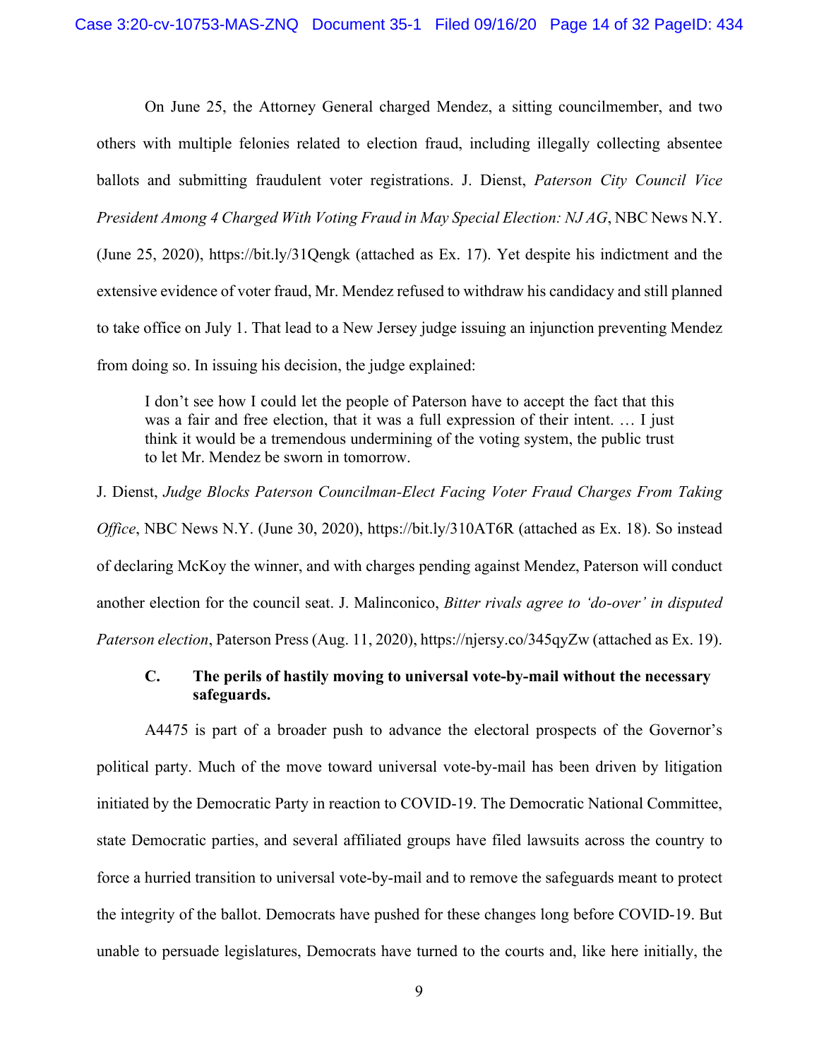On June 25, the Attorney General charged Mendez, a sitting councilmember, and two others with multiple felonies related to election fraud, including illegally collecting absentee ballots and submitting fraudulent voter registrations. J. Dienst, *Paterson City Council Vice President Among 4 Charged With Voting Fraud in May Special Election: NJ AG*, NBC News N.Y. (June 25, 2020), https://bit.ly/31Qengk (attached as Ex. 17). Yet despite his indictment and the extensive evidence of voter fraud, Mr. Mendez refused to withdraw his candidacy and still planned to take office on July 1. That lead to a New Jersey judge issuing an injunction preventing Mendez from doing so. In issuing his decision, the judge explained:

> I don't see how I could let the people of Paterson have to accept the fact that this was a fair and free election, that it was a full expression of their intent. … I just think it would be a tremendous undermining of the voting system, the public trust to let Mr. Mendez be sworn in tomorrow.

J. Dienst, *Judge Blocks Paterson Councilman-Elect Facing Voter Fraud Charges From Taking Office*, NBC News N.Y. (June 30, 2020), https://bit.ly/310AT6R (attached as Ex. 18). So instead of declaring McKoy the winner, and with charges pending against Mendez, Paterson will conduct another election for the council seat. J. Malinconico, *Bitter rivals agree to 'do-over' in disputed Paterson election*, Paterson Press (Aug. 11, 2020), https://njersy.co/345qyZw (attached as Ex. 19).

### C. The perils of hastily moving to universal vote-by-mail without the necessary safeguards.

A4475 is part of a broader push to advance the electoral prospects of the Governor's political party. Much of the move toward universal vote-by-mail has been driven by litigation initiated by the Democratic Party in reaction to COVID-19. The Democratic National Committee, state Democratic parties, and several affiliated groups have filed lawsuits across the country to force a hurried transition to universal vote-by-mail and to remove the safeguards meant to protect the integrity of the ballot. Democrats have pushed for these changes long before COVID-19. But unable to persuade legislatures, Democrats have turned to the courts and, like here initially, the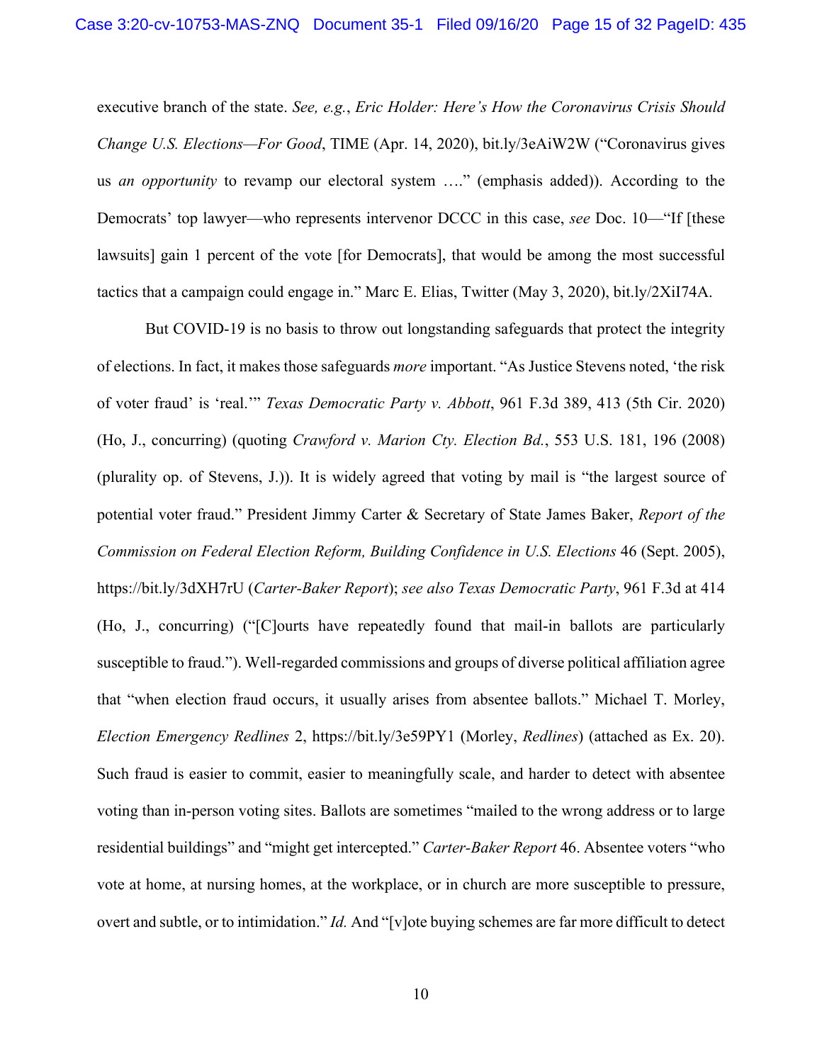executive branch of the state. *See, e.g.*, *Eric Holder: Here's How the Coronavirus Crisis Should Change U.S. Elections—For Good*, TIME (Apr. 14, 2020), bit.ly/3eAiW2W ("Coronavirus gives us *an opportunity* to revamp our electoral system …." (emphasis added)). According to the Democrats' top lawyer—who represents intervenor DCCC in this case, *see* Doc. 10—"If [these lawsuits] gain 1 percent of the vote [for Democrats], that would be among the most successful tactics that a campaign could engage in." Marc E. Elias, Twitter (May 3, 2020), bit.ly/2XiI74A.

But COVID-19 is no basis to throw out longstanding safeguards that protect the integrity of elections. In fact, it makes those safeguards *more* important. "As Justice Stevens noted, 'the risk of voter fraud' is 'real.'" *Texas Democratic Party v. Abbott*, 961 F.3d 389, 413 (5th Cir. 2020) (Ho, J., concurring) (quoting *Crawford v. Marion Cty. Election Bd.*, 553 U.S. 181, 196 (2008) (plurality op. of Stevens, J.)). It is widely agreed that voting by mail is "the largest source of potential voter fraud." President Jimmy Carter & Secretary of State James Baker, *Report of the Commission on Federal Election Reform, Building Confidence in U.S. Elections* 46 (Sept. 2005), https://bit.ly/3dXH7rU (*Carter-Baker Report*); *see also Texas Democratic Party*, 961 F.3d at 414 (Ho, J., concurring) ("[C]ourts have repeatedly found that mail-in ballots are particularly susceptible to fraud."). Well-regarded commissions and groups of diverse political affiliation agree that "when election fraud occurs, it usually arises from absentee ballots." Michael T. Morley, *Election Emergency Redlines* 2, https://bit.ly/3e59PY1 (Morley, *Redlines*) (attached as Ex. 20). Such fraud is easier to commit, easier to meaningfully scale, and harder to detect with absentee voting than in-person voting sites. Ballots are sometimes "mailed to the wrong address or to large residential buildings" and "might get intercepted." *Carter-Baker Report* 46. Absentee voters "who vote at home, at nursing homes, at the workplace, or in church are more susceptible to pressure, overt and subtle, or to intimidation." *Id.* And "[v]ote buying schemes are far more difficult to detect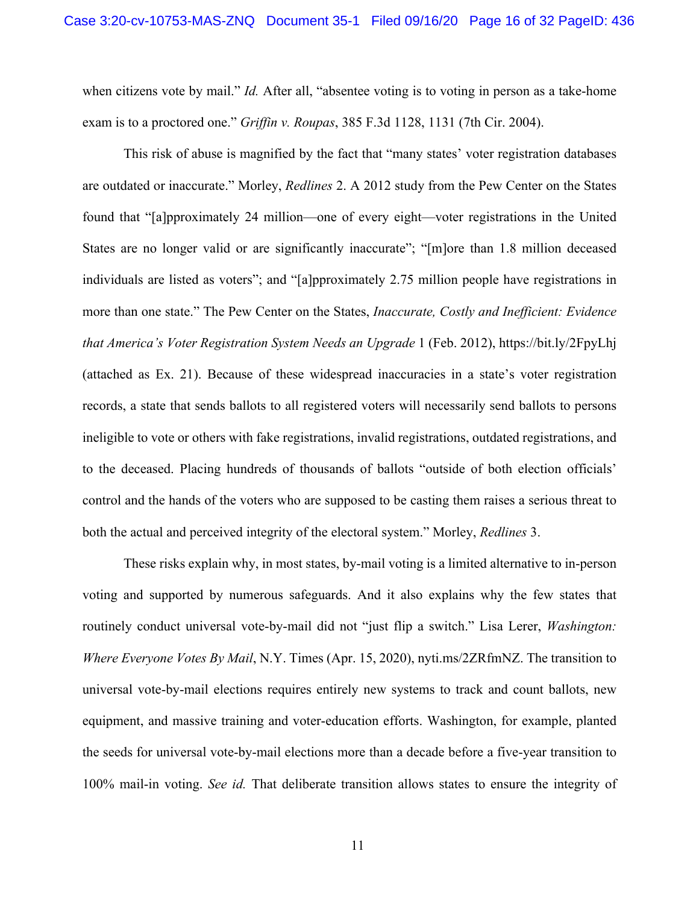when citizens vote by mail." *Id.* After all, "absentee voting is to voting in person as a take-home exam is to a proctored one." *Griffin v. Roupas*, 385 F.3d 1128, 1131 (7th Cir. 2004).

This risk of abuse is magnified by the fact that "many states' voter registration databases are outdated or inaccurate." Morley, *Redlines* 2. A 2012 study from the Pew Center on the States found that "[a]pproximately 24 million—one of every eight—voter registrations in the United States are no longer valid or are significantly inaccurate"; "[m]ore than 1.8 million deceased individuals are listed as voters"; and "[a]pproximately 2.75 million people have registrations in more than one state." The Pew Center on the States, *Inaccurate, Costly and Inefficient: Evidence that America's Voter Registration System Needs an Upgrade* 1 (Feb. 2012), https://bit.ly/2FpyLhj (attached as Ex. 21). Because of these widespread inaccuracies in a state's voter registration records, a state that sends ballots to all registered voters will necessarily send ballots to persons ineligible to vote or others with fake registrations, invalid registrations, outdated registrations, and to the deceased. Placing hundreds of thousands of ballots "outside of both election officials' control and the hands of the voters who are supposed to be casting them raises a serious threat to both the actual and perceived integrity of the electoral system." Morley, *Redlines* 3.

These risks explain why, in most states, by-mail voting is a limited alternative to in-person voting and supported by numerous safeguards. And it also explains why the few states that routinely conduct universal vote-by-mail did not "just flip a switch." Lisa Lerer, *Washington: Where Everyone Votes By Mail*, N.Y. Times (Apr. 15, 2020), nyti.ms/2ZRfmNZ. The transition to universal vote-by-mail elections requires entirely new systems to track and count ballots, new equipment, and massive training and voter-education efforts. Washington, for example, planted the seeds for universal vote-by-mail elections more than a decade before a five-year transition to 100% mail-in voting. *See id.* That deliberate transition allows states to ensure the integrity of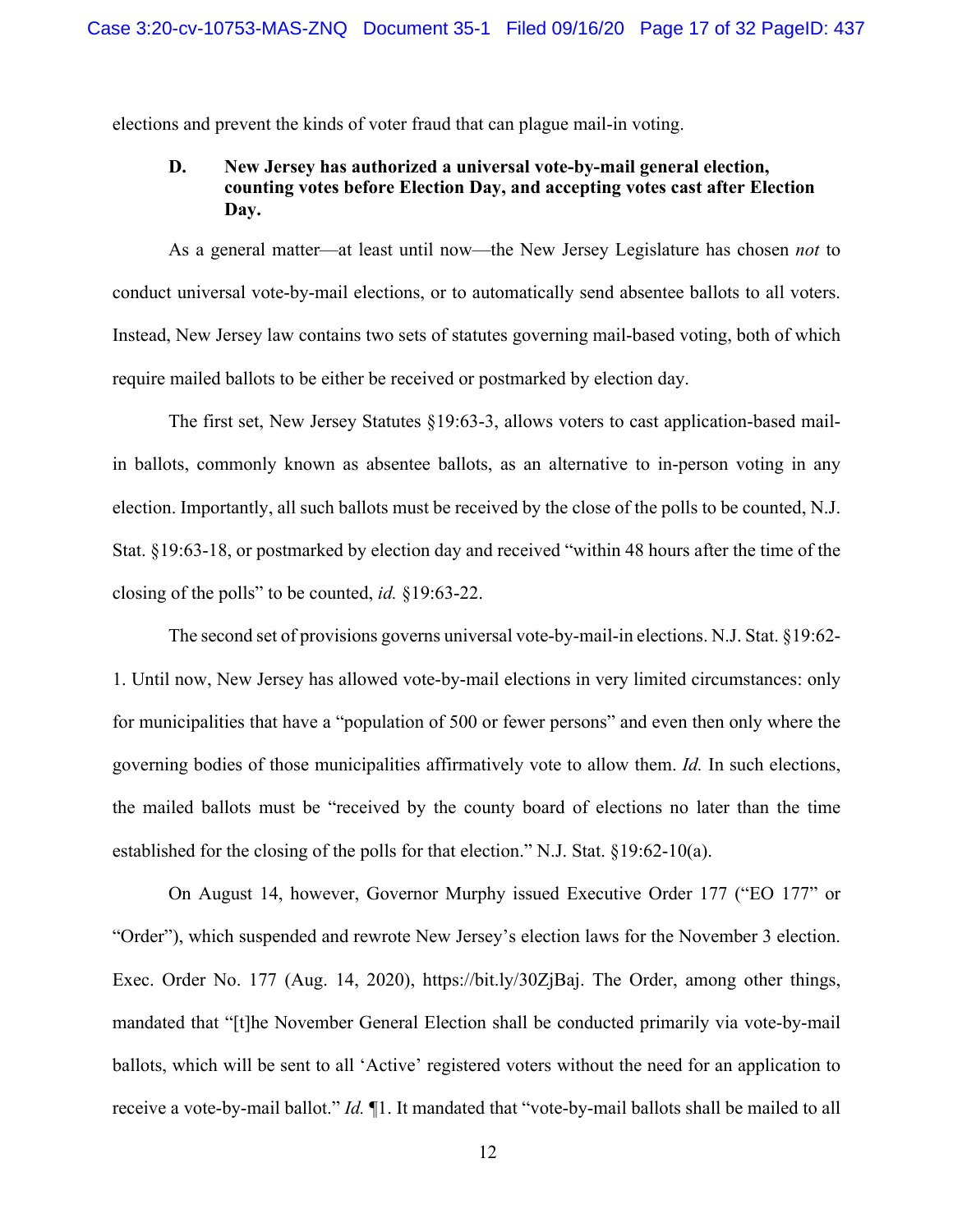elections and prevent the kinds of voter fraud that can plague mail-in voting.

### D. New Jersey has authorized a universal vote-by-mail general election, counting votes before Election Day, and accepting votes cast after Election Day.

As a general matter—at least until now—the New Jersey Legislature has chosen *not* to conduct universal vote-by-mail elections, or to automatically send absentee ballots to all voters. Instead, New Jersey law contains two sets of statutes governing mail-based voting, both of which require mailed ballots to be either be received or postmarked by election day.

The first set, New Jersey Statutes §19:63-3, allows voters to cast application-based mail-in ballots, commonly known as absentee ballots, as an alternative to in-person voting in any election. Importantly, all such ballots must be received by the close of the polls to be counted, N.J. Stat. §19:63-18, or postmarked by election day and received "within 48 hours after the time of the closing of the polls" to be counted, *id.* §19:63-22.

The second set of provisions governs universal vote-by-mail-in elections. N.J. Stat. §19:62-1. Until now, New Jersey has allowed vote-by-mail elections in very limited circumstances: only for municipalities that have a "population of 500 or fewer persons" and even then only where the governing bodies of those municipalities affirmatively vote to allow them. *Id.* In such elections, the mailed ballots must be "received by the county board of elections no later than the time established for the closing of the polls for that election." N.J. Stat. §19:62-10(a).

On August 14, however, Governor Murphy issued Executive Order 177 ("EO 177" or "Order"), which suspended and rewrote New Jersey's election laws for the November 3 election. Exec. Order No. 177 (Aug. 14, 2020), https://bit.ly/30ZjBaj. The Order, among other things, mandated that "[t]he November General Election shall be conducted primarily via vote-by-mail ballots, which will be sent to all 'Active' registered voters without the need for an application to receive a vote-by-mail ballot." *Id.* ¶1. It mandated that "vote-by-mail ballots shall be mailed to all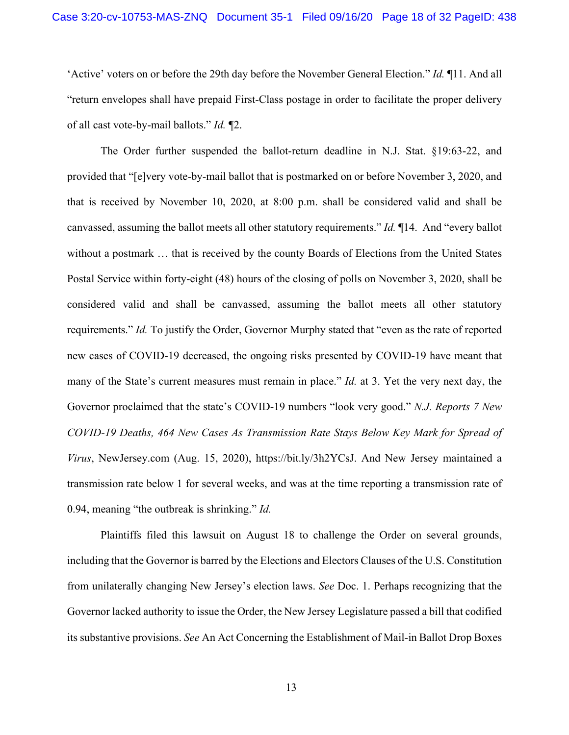'Active' voters on or before the 29th day before the November General Election." *Id.* ¶11. And all "return envelopes shall have prepaid First-Class postage in order to facilitate the proper delivery of all cast vote-by-mail ballots." *Id.* ¶2.

The Order further suspended the ballot-return deadline in N.J. Stat. §19:63-22, and provided that "[e]very vote-by-mail ballot that is postmarked on or before November 3, 2020, and that is received by November 10, 2020, at 8:00 p.m. shall be considered valid and shall be canvassed, assuming the ballot meets all other statutory requirements." *Id.* ¶14. And "every ballot without a postmark … that is received by the county Boards of Elections from the United States Postal Service within forty-eight (48) hours of the closing of polls on November 3, 2020, shall be considered valid and shall be canvassed, assuming the ballot meets all other statutory requirements." *Id.* To justify the Order, Governor Murphy stated that "even as the rate of reported new cases of COVID-19 decreased, the ongoing risks presented by COVID-19 have meant that many of the State's current measures must remain in place." *Id.* at 3. Yet the very next day, the Governor proclaimed that the state's COVID-19 numbers "look very good." *N.J. Reports 7 New COVID-19 Deaths, 464 New Cases As Transmission Rate Stays Below Key Mark for Spread of Virus*, NewJersey.com (Aug. 15, 2020), https://bit.ly/3h2YCsJ. And New Jersey maintained a transmission rate below 1 for several weeks, and was at the time reporting a transmission rate of 0.94, meaning "the outbreak is shrinking." *Id.*

Plaintiffs filed this lawsuit on August 18 to challenge the Order on several grounds, including that the Governor is barred by the Elections and Electors Clauses of the U.S. Constitution from unilaterally changing New Jersey's election laws. *See* Doc. 1. Perhaps recognizing that the Governor lacked authority to issue the Order, the New Jersey Legislature passed a bill that codified its substantive provisions. *See* An Act Concerning the Establishment of Mail-in Ballot Drop Boxes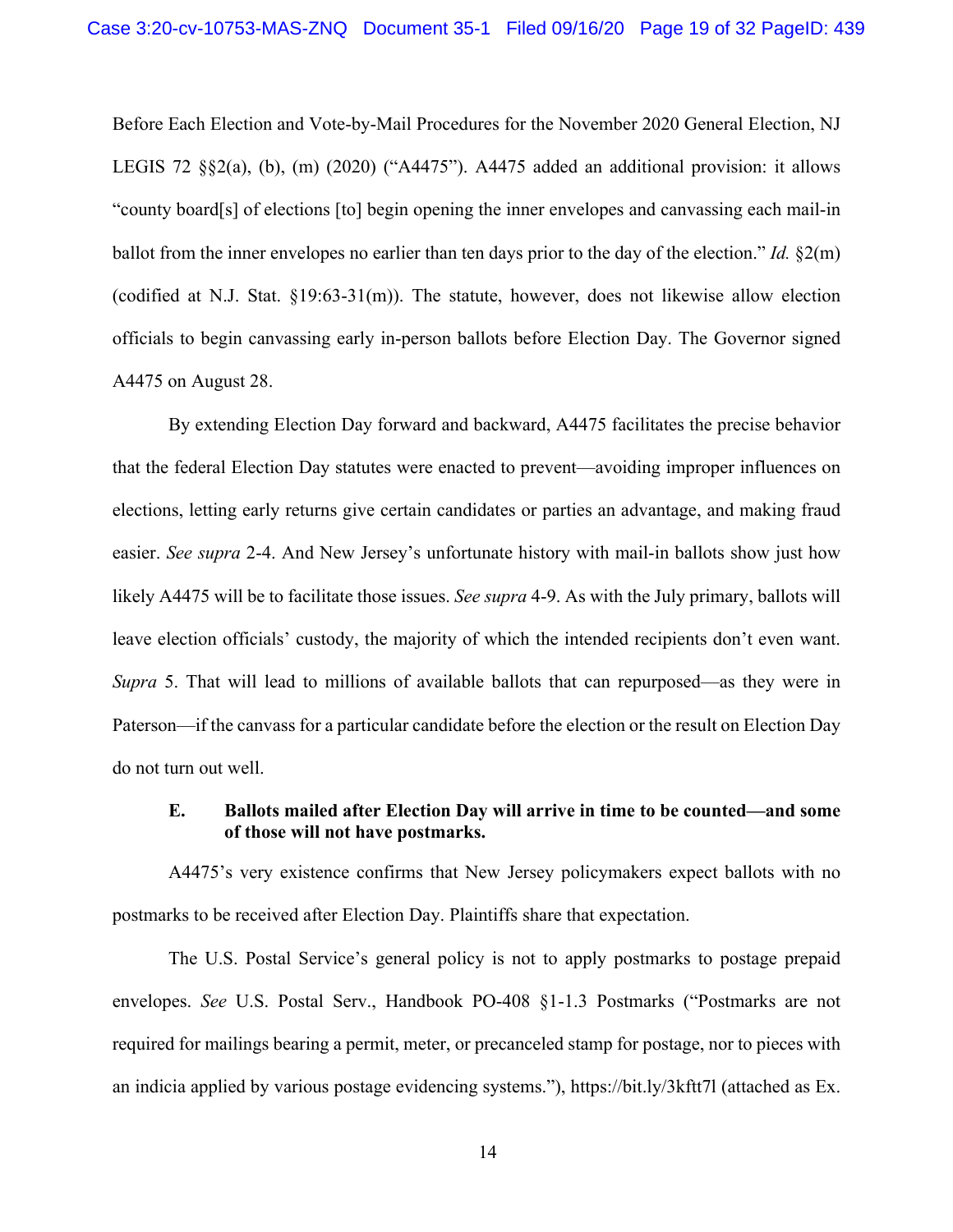Before Each Election and Vote-by-Mail Procedures for the November 2020 General Election, NJ LEGIS 72 §§2(a), (b), (m) (2020) ("A4475"). A4475 added an additional provision: it allows "county board[s] of elections [to] begin opening the inner envelopes and canvassing each mail-in ballot from the inner envelopes no earlier than ten days prior to the day of the election." *Id.* §2(m) (codified at N.J. Stat. §19:63-31(m)). The statute, however, does not likewise allow election officials to begin canvassing early in-person ballots before Election Day. The Governor signed A4475 on August 28.

By extending Election Day forward and backward, A4475 facilitates the precise behavior that the federal Election Day statutes were enacted to prevent—avoiding improper influences on elections, letting early returns give certain candidates or parties an advantage, and making fraud easier. *See supra* 2-4. And New Jersey's unfortunate history with mail-in ballots show just how likely A4475 will be to facilitate those issues. *See supra* 4-9. As with the July primary, ballots will leave election officials' custody, the majority of which the intended recipients don't even want. *Supra* 5. That will lead to millions of available ballots that can repurposed—as they were in Paterson—if the canvass for a particular candidate before the election or the result on Election Day do not turn out well.

### E. Ballots mailed after Election Day will arrive in time to be counted—and some of those will not have postmarks.

A4475's very existence confirms that New Jersey policymakers expect ballots with no postmarks to be received after Election Day. Plaintiffs share that expectation.

The U.S. Postal Service's general policy is not to apply postmarks to postage prepaid envelopes. *See* U.S. Postal Serv., Handbook PO-408 §1-1.3 Postmarks ("Postmarks are not required for mailings bearing a permit, meter, or precanceled stamp for postage, nor to pieces with an indicia applied by various postage evidencing systems."), https://bit.ly/3kftt7l (attached as Ex.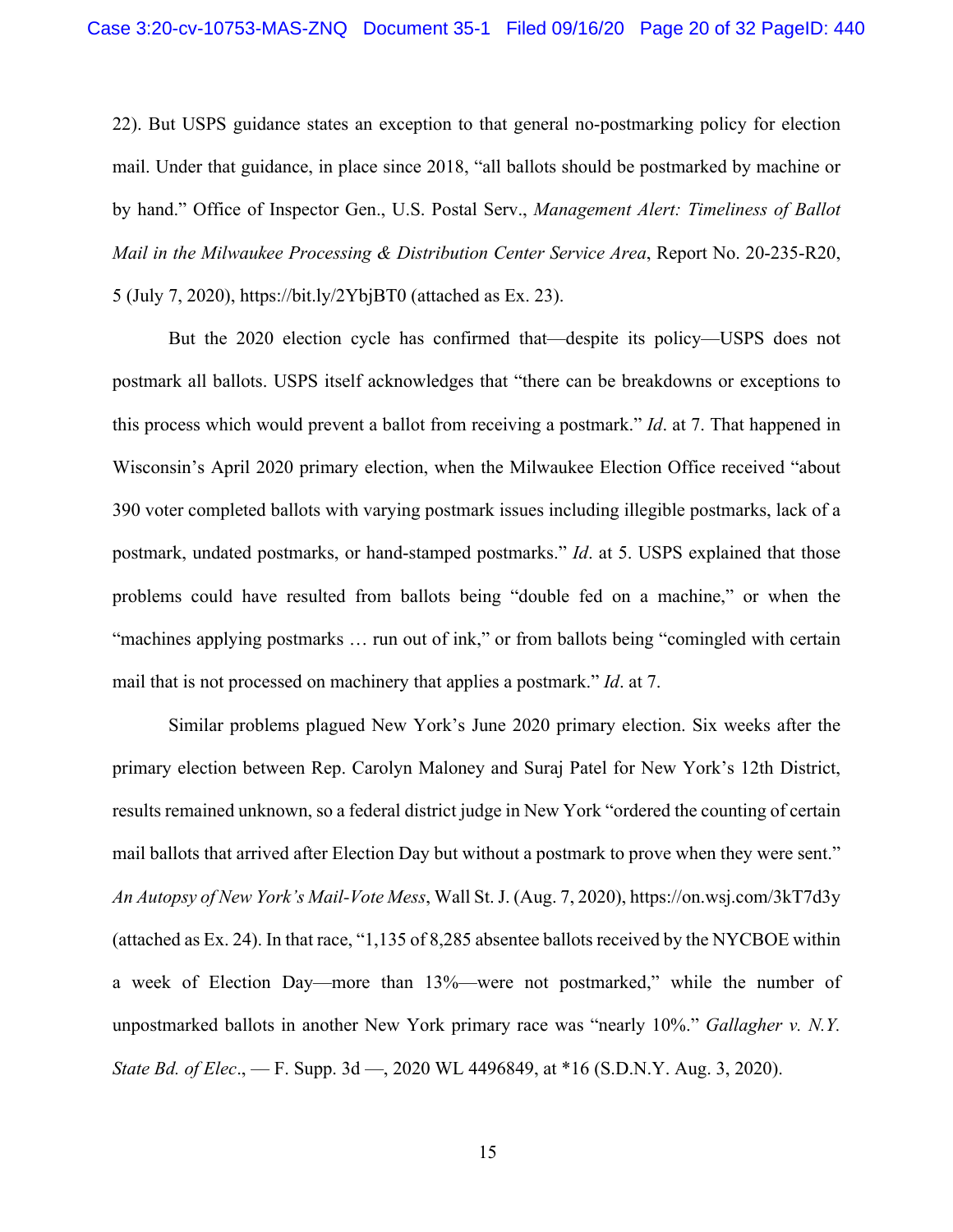22). But USPS guidance states an exception to that general no-postmarking policy for election mail. Under that guidance, in place since 2018, "all ballots should be postmarked by machine or by hand." Office of Inspector Gen., U.S. Postal Serv., *Management Alert: Timeliness of Ballot Mail in the Milwaukee Processing & Distribution Center Service Area*, Report No. 20-235-R20, 5 (July 7, 2020), https://bit.ly/2YbjBT0 (attached as Ex. 23).

But the 2020 election cycle has confirmed that—despite its policy—USPS does not postmark all ballots. USPS itself acknowledges that "there can be breakdowns or exceptions to this process which would prevent a ballot from receiving a postmark." *Id*. at 7. That happened in Wisconsin's April 2020 primary election, when the Milwaukee Election Office received "about 390 voter completed ballots with varying postmark issues including illegible postmarks, lack of a postmark, undated postmarks, or hand-stamped postmarks." *Id*. at 5. USPS explained that those problems could have resulted from ballots being "double fed on a machine," or when the "machines applying postmarks … run out of ink," or from ballots being "comingled with certain mail that is not processed on machinery that applies a postmark." *Id*. at 7.

Similar problems plagued New York's June 2020 primary election. Six weeks after the primary election between Rep. Carolyn Maloney and Suraj Patel for New York's 12th District, results remained unknown, so a federal district judge in New York "ordered the counting of certain mail ballots that arrived after Election Day but without a postmark to prove when they were sent." *An Autopsy of New York's Mail-Vote Mess*, Wall St. J. (Aug. 7, 2020), https://on.wsj.com/3kT7d3y (attached as Ex. 24). In that race, "1,135 of 8,285 absentee ballots received by the NYCBOE within a week of Election Day—more than 13%—were not postmarked," while the number of unpostmarked ballots in another New York primary race was "nearly 10%." *Gallagher v. N.Y. State Bd. of Elec*., — F. Supp. 3d —, 2020 WL 4496849, at *16 (S.D.N.Y. Aug. 3, 2020).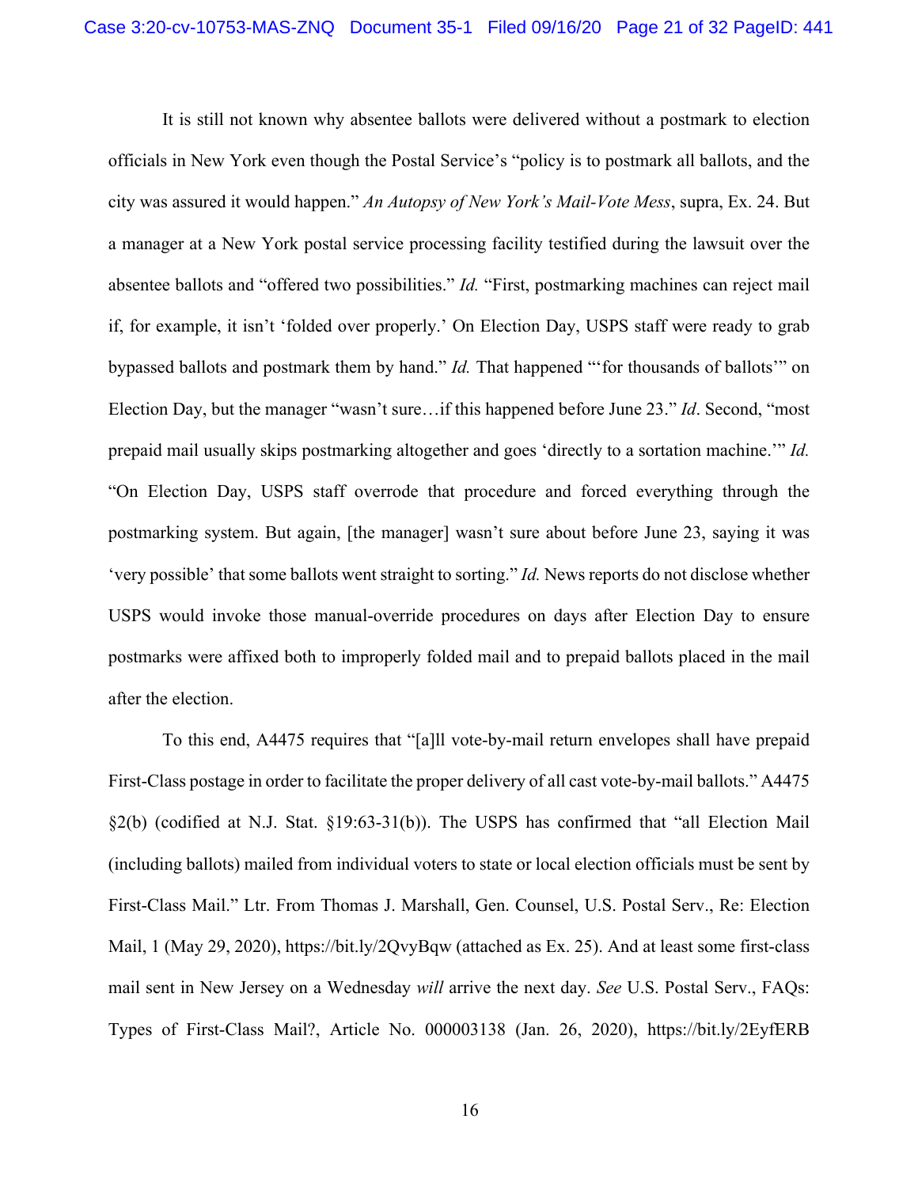It is still not known why absentee ballots were delivered without a postmark to election officials in New York even though the Postal Service's "policy is to postmark all ballots, and the city was assured it would happen." *An Autopsy of New York's Mail-Vote Mess*, supra, Ex. 24. But a manager at a New York postal service processing facility testified during the lawsuit over the absentee ballots and "offered two possibilities." *Id.* "First, postmarking machines can reject mail if, for example, it isn't 'folded over properly.' On Election Day, USPS staff were ready to grab bypassed ballots and postmark them by hand." *Id.* That happened "'for thousands of ballots'" on Election Day, but the manager "wasn't sure…if this happened before June 23." *Id*. Second, "most prepaid mail usually skips postmarking altogether and goes 'directly to a sortation machine.'" *Id.* "On Election Day, USPS staff overrode that procedure and forced everything through the postmarking system. But again, [the manager] wasn't sure about before June 23, saying it was 'very possible' that some ballots went straight to sorting." *Id.* News reports do not disclose whether USPS would invoke those manual-override procedures on days after Election Day to ensure postmarks were affixed both to improperly folded mail and to prepaid ballots placed in the mail after the election.

To this end, A4475 requires that "[a]ll vote-by-mail return envelopes shall have prepaid First-Class postage in order to facilitate the proper delivery of all cast vote-by-mail ballots." A4475 §2(b) (codified at N.J. Stat. §19:63-31(b)). The USPS has confirmed that "all Election Mail (including ballots) mailed from individual voters to state or local election officials must be sent by First-Class Mail." Ltr. From Thomas J. Marshall, Gen. Counsel, U.S. Postal Serv., Re: Election Mail, 1 (May 29, 2020), https://bit.ly/2QvyBqw (attached as Ex. 25). And at least some first-class mail sent in New Jersey on a Wednesday *will* arrive the next day. *See* U.S. Postal Serv., FAQs: Types of First-Class Mail?, Article No. 000003138 (Jan. 26, 2020), https://bit.ly/2EyfERB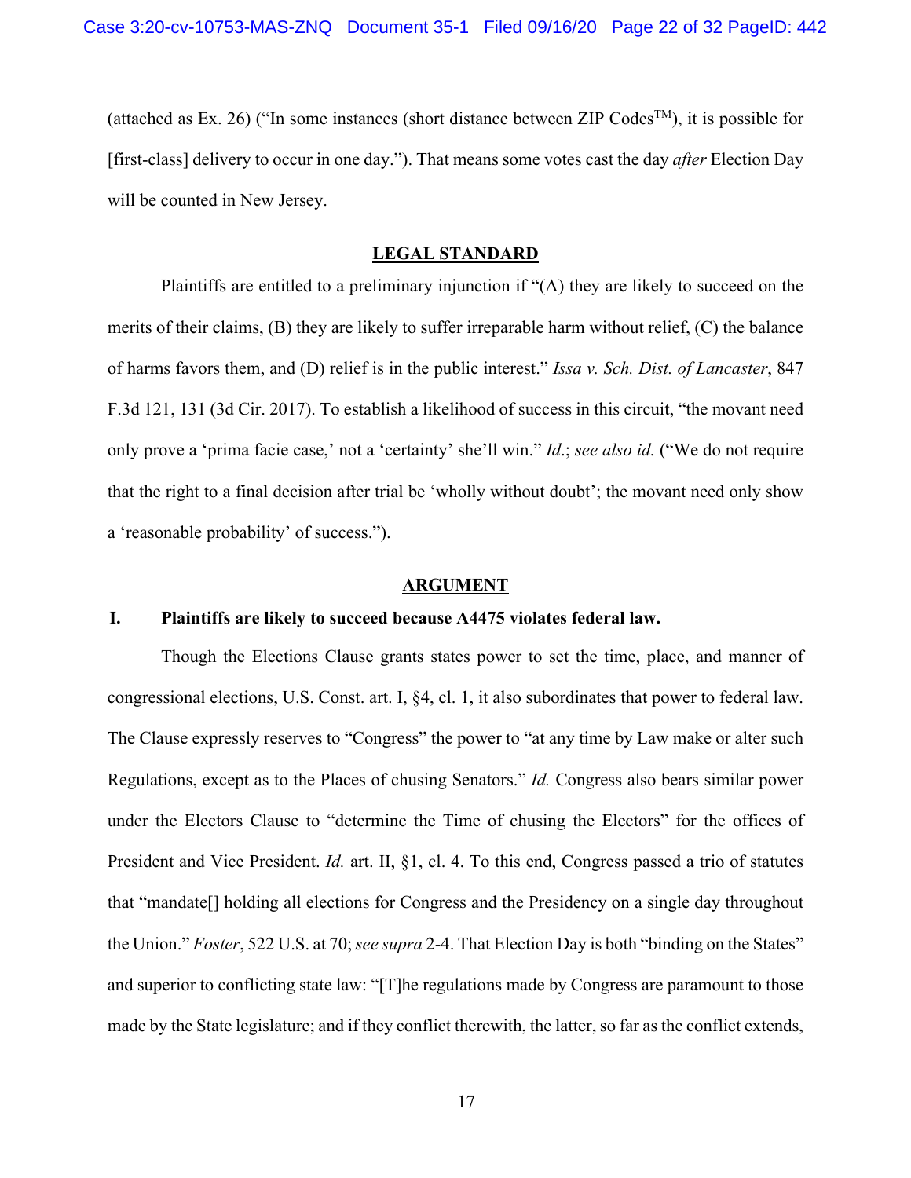(attached as Ex. 26) ("In some instances (short distance between ZIP Codes™), it is possible for [first-class] delivery to occur in one day."). That means some votes cast the day *after* Election Day will be counted in New Jersey.

## LEGAL STANDARD

Plaintiffs are entitled to a preliminary injunction if "(A) they are likely to succeed on the merits of their claims, (B) they are likely to suffer irreparable harm without relief, (C) the balance of harms favors them, and (D) relief is in the public interest." *Issa v. Sch. Dist. of Lancaster*, 847 F.3d 121, 131 (3d Cir. 2017). To establish a likelihood of success in this circuit, "the movant need only prove a 'prima facie case,' not a 'certainty' she'll win." *Id.*; *see also id.* ("We do not require that the right to a final decision after trial be 'wholly without doubt'; the movant need only show a 'reasonable probability' of success.").

## ARGUMENT

### I. Plaintiffs are likely to succeed because A4475 violates federal law.

Though the Elections Clause grants states power to set the time, place, and manner of congressional elections, U.S. Const. art. I, §4, cl. 1, it also subordinates that power to federal law. The Clause expressly reserves to "Congress" the power to "at any time by Law make or alter such Regulations, except as to the Places of chusing Senators." *Id.* Congress also bears similar power under the Electors Clause to "determine the Time of chusing the Electors" for the offices of President and Vice President. *Id.* art. II, §1, cl. 4. To this end, Congress passed a trio of statutes that "mandate[] holding all elections for Congress and the Presidency on a single day throughout the Union." *Foster*, 522 U.S. at 70; *see supra* 2-4. That Election Day is both "binding on the States" and superior to conflicting state law: "[T]he regulations made by Congress are paramount to those made by the State legislature; and if they conflict therewith, the latter, so far as the conflict extends,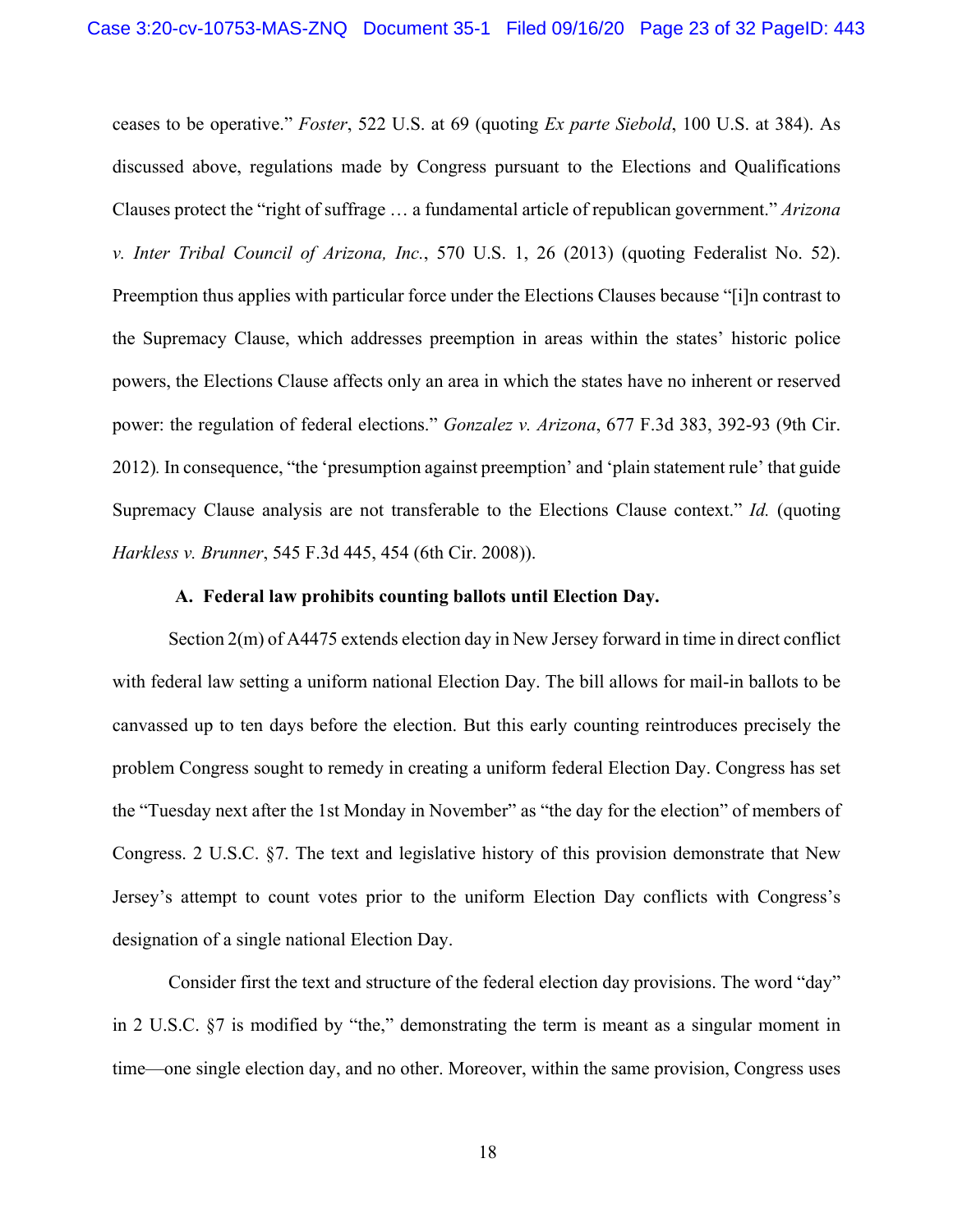ceases to be operative." *Foster*, 522 U.S. at 69 (quoting *Ex parte Siebold*, 100 U.S. at 384). As discussed above, regulations made by Congress pursuant to the Elections and Qualifications Clauses protect the "right of suffrage … a fundamental article of republican government." *Arizona v. Inter Tribal Council of Arizona, Inc.*, 570 U.S. 1, 26 (2013) (quoting Federalist No. 52). Preemption thus applies with particular force under the Elections Clauses because "[i]n contrast to the Supremacy Clause, which addresses preemption in areas within the states' historic police powers, the Elections Clause affects only an area in which the states have no inherent or reserved power: the regulation of federal elections." *Gonzalez v. Arizona*, 677 F.3d 383, 392-93 (9th Cir. 2012). In consequence, "the 'presumption against preemption' and 'plain statement rule' that guide Supremacy Clause analysis are not transferable to the Elections Clause context." *Id.* (quoting *Harkless v. Brunner*, 545 F.3d 445, 454 (6th Cir. 2008)).

### A. Federal law prohibits counting ballots until Election Day.

Section 2(m) of A4475 extends election day in New Jersey forward in time in direct conflict with federal law setting a uniform national Election Day. The bill allows for mail-in ballots to be canvassed up to ten days before the election. But this early counting reintroduces precisely the problem Congress sought to remedy in creating a uniform federal Election Day. Congress has set the "Tuesday next after the 1st Monday in November" as "the day for the election" of members of Congress. 2 U.S.C. §7. The text and legislative history of this provision demonstrate that New Jersey's attempt to count votes prior to the uniform Election Day conflicts with Congress's designation of a single national Election Day.

Consider first the text and structure of the federal election day provisions. The word "day" in 2 U.S.C. §7 is modified by "the," demonstrating the term is meant as a singular moment in time—one single election day, and no other. Moreover, within the same provision, Congress uses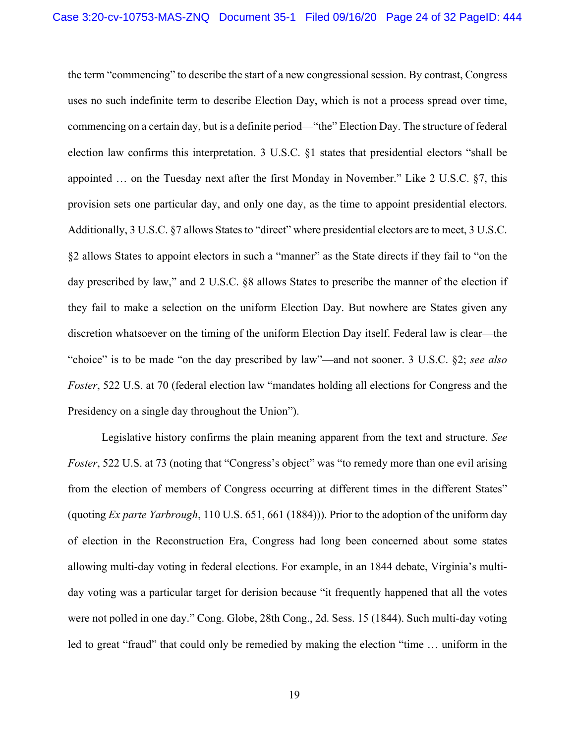the term "commencing" to describe the start of a new congressional session. By contrast, Congress uses no such indefinite term to describe Election Day, which is not a process spread over time, commencing on a certain day, but is a definite period—"the" Election Day. The structure of federal election law confirms this interpretation. 3 U.S.C. §1 states that presidential electors "shall be appointed … on the Tuesday next after the first Monday in November." Like 2 U.S.C. §7, this provision sets one particular day, and only one day, as the time to appoint presidential electors. Additionally, 3 U.S.C. §7 allows States to "direct" where presidential electors are to meet, 3 U.S.C. §2 allows States to appoint electors in such a "manner" as the State directs if they fail to "on the day prescribed by law," and 2 U.S.C. §8 allows States to prescribe the manner of the election if they fail to make a selection on the uniform Election Day. But nowhere are States given any discretion whatsoever on the timing of the uniform Election Day itself. Federal law is clear—the "choice" is to be made "on the day prescribed by law"—and not sooner. 3 U.S.C. §2; *see also Foster*, 522 U.S. at 70 (federal election law "mandates holding all elections for Congress and the Presidency on a single day throughout the Union").

Legislative history confirms the plain meaning apparent from the text and structure. *See Foster*, 522 U.S. at 73 (noting that "Congress's object" was "to remedy more than one evil arising from the election of members of Congress occurring at different times in the different States" (quoting *Ex parte Yarbrough*, 110 U.S. 651, 661 (1884))). Prior to the adoption of the uniform day of election in the Reconstruction Era, Congress had long been concerned about some states allowing multi-day voting in federal elections. For example, in an 1844 debate, Virginia's multi-day voting was a particular target for derision because "it frequently happened that all the votes were not polled in one day." Cong. Globe, 28th Cong., 2d. Sess. 15 (1844). Such multi-day voting led to great "fraud" that could only be remedied by making the election "time … uniform in the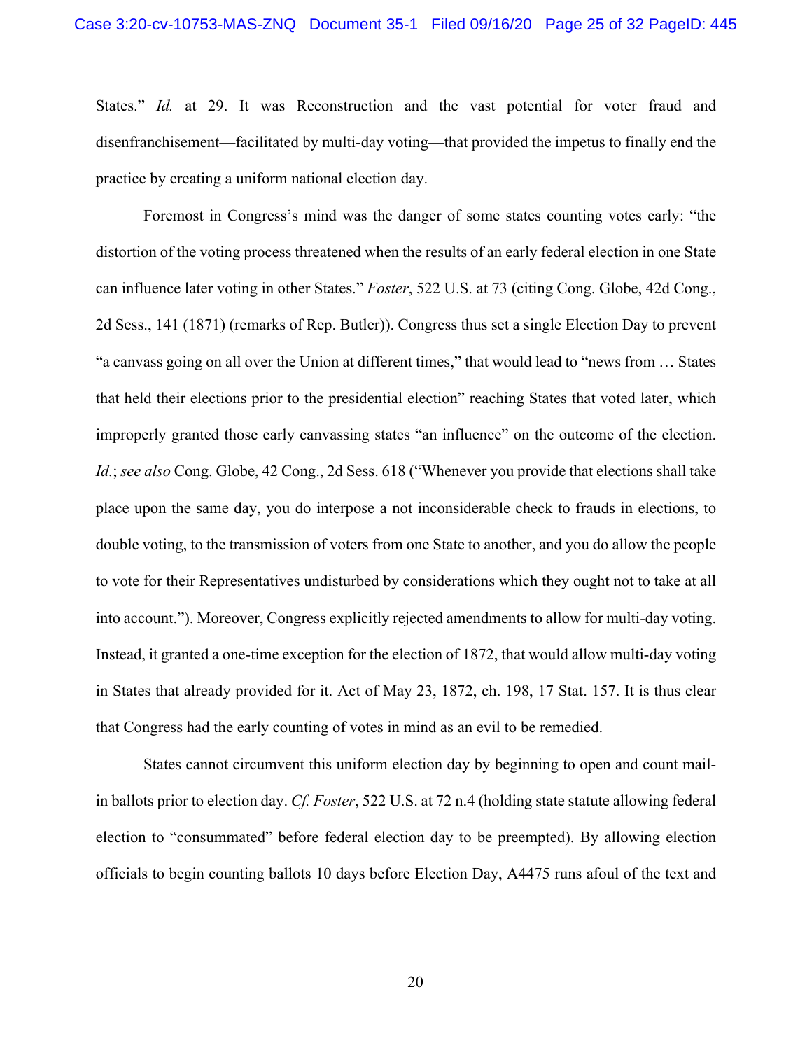States." *Id.* at 29. It was Reconstruction and the vast potential for voter fraud and disenfranchisement—facilitated by multi-day voting—that provided the impetus to finally end the practice by creating a uniform national election day.

Foremost in Congress's mind was the danger of some states counting votes early: "the distortion of the voting process threatened when the results of an early federal election in one State can influence later voting in other States." *Foster*, 522 U.S. at 73 (citing Cong. Globe, 42d Cong., 2d Sess., 141 (1871) (remarks of Rep. Butler)). Congress thus set a single Election Day to prevent "a canvass going on all over the Union at different times," that would lead to "news from … States that held their elections prior to the presidential election" reaching States that voted later, which improperly granted those early canvassing states "an influence" on the outcome of the election. *Id.*; *see also* Cong. Globe, 42 Cong., 2d Sess. 618 ("Whenever you provide that elections shall take place upon the same day, you do interpose a not inconsiderable check to frauds in elections, to double voting, to the transmission of voters from one State to another, and you do allow the people to vote for their Representatives undisturbed by considerations which they ought not to take at all into account."). Moreover, Congress explicitly rejected amendments to allow for multi-day voting. Instead, it granted a one-time exception for the election of 1872, that would allow multi-day voting in States that already provided for it. Act of May 23, 1872, ch. 198, 17 Stat. 157. It is thus clear that Congress had the early counting of votes in mind as an evil to be remedied.

States cannot circumvent this uniform election day by beginning to open and count mail-in ballots prior to election day. *Cf. Foster*, 522 U.S. at 72 n.4 (holding state statute allowing federal election to "consummated" before federal election day to be preempted). By allowing election officials to begin counting ballots 10 days before Election Day, A4475 runs afoul of the text and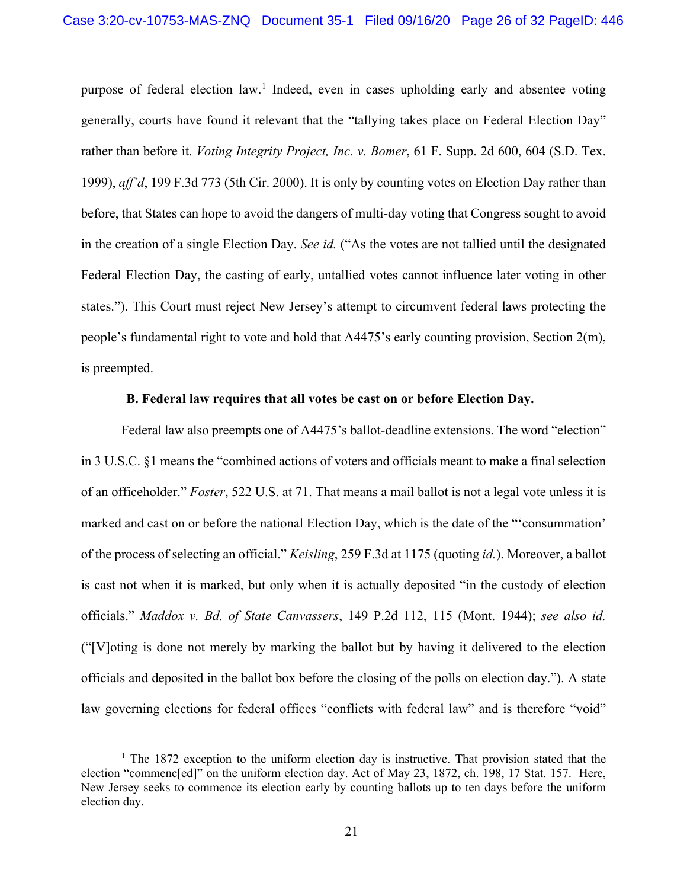purpose of federal election law.[1] Indeed, even in cases upholding early and absentee voting generally, courts have found it relevant that the "tallying takes place on Federal Election Day" rather than before it. *Voting Integrity Project, Inc. v. Bomer*, 61 F. Supp. 2d 600, 604 (S.D. Tex. 1999), *aff'd*, 199 F.3d 773 (5th Cir. 2000). It is only by counting votes on Election Day rather than before, that States can hope to avoid the dangers of multi-day voting that Congress sought to avoid in the creation of a single Election Day. *See id.* ("As the votes are not tallied until the designated Federal Election Day, the casting of early, untallied votes cannot influence later voting in other states."). This Court must reject New Jersey's attempt to circumvent federal laws protecting the people's fundamental right to vote and hold that A4475's early counting provision, Section 2(m), is preempted.

**B. Federal law requires that all votes be cast on or before Election Day.**

Federal law also preempts one of A4475's ballot-deadline extensions. The word "election" in 3 U.S.C. §1 means the "combined actions of voters and officials meant to make a final selection of an officeholder." *Foster*, 522 U.S. at 71. That means a mail ballot is not a legal vote unless it is marked and cast on or before the national Election Day, which is the date of the "'consummation' of the process of selecting an official." *Keisling*, 259 F.3d at 1175 (quoting *id.*). Moreover, a ballot is cast not when it is marked, but only when it is actually deposited "in the custody of election officials." *Maddox v. Bd. of State Canvassers*, 149 P.2d 112, 115 (Mont. 1944); *see also id.* ("[V]oting is done not merely by marking the ballot but by having it delivered to the election officials and deposited in the ballot box before the closing of the polls on election day."). A state law governing elections for federal offices "conflicts with federal law" and is therefore "void"

[1] The 1872 exception to the uniform election day is instructive. That provision stated that the election "commenc[ed]" on the uniform election day. Act of May 23, 1872, ch. 198, 17 Stat. 157. Here, New Jersey seeks to commence its election early by counting ballots up to ten days before the uniform election day.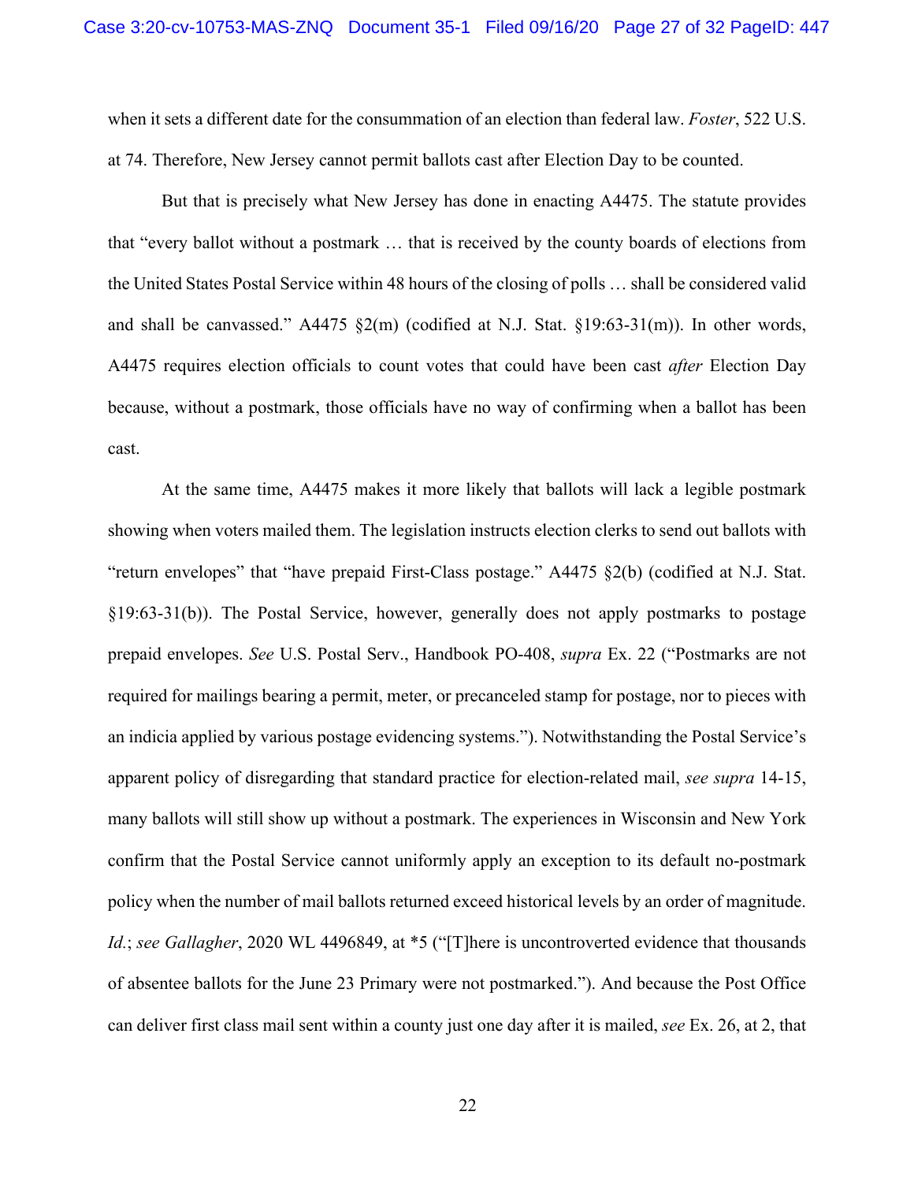when it sets a different date for the consummation of an election than federal law. *Foster*, 522 U.S. at 74. Therefore, New Jersey cannot permit ballots cast after Election Day to be counted.

But that is precisely what New Jersey has done in enacting A4475. The statute provides that "every ballot without a postmark … that is received by the county boards of elections from the United States Postal Service within 48 hours of the closing of polls … shall be considered valid and shall be canvassed." A4475 §2(m) (codified at N.J. Stat. §19:63-31(m)). In other words, A4475 requires election officials to count votes that could have been cast *after* Election Day because, without a postmark, those officials have no way of confirming when a ballot has been cast.

At the same time, A4475 makes it more likely that ballots will lack a legible postmark showing when voters mailed them. The legislation instructs election clerks to send out ballots with "return envelopes" that "have prepaid First-Class postage." A4475 §2(b) (codified at N.J. Stat. §19:63-31(b)). The Postal Service, however, generally does not apply postmarks to postage prepaid envelopes. *See* U.S. Postal Serv., Handbook PO-408, *supra* Ex. 22 ("Postmarks are not required for mailings bearing a permit, meter, or precanceled stamp for postage, nor to pieces with an indicia applied by various postage evidencing systems."). Notwithstanding the Postal Service's apparent policy of disregarding that standard practice for election-related mail, *see supra* 14-15, many ballots will still show up without a postmark. The experiences in Wisconsin and New York confirm that the Postal Service cannot uniformly apply an exception to its default no-postmark policy when the number of mail ballots returned exceed historical levels by an order of magnitude. *Id.*; *see Gallagher*, 2020 WL 4496849, at \*5 ("[T]here is uncontroverted evidence that thousands of absentee ballots for the June 23 Primary were not postmarked."). And because the Post Office can deliver first class mail sent within a county just one day after it is mailed, *see* Ex. 26, at 2, that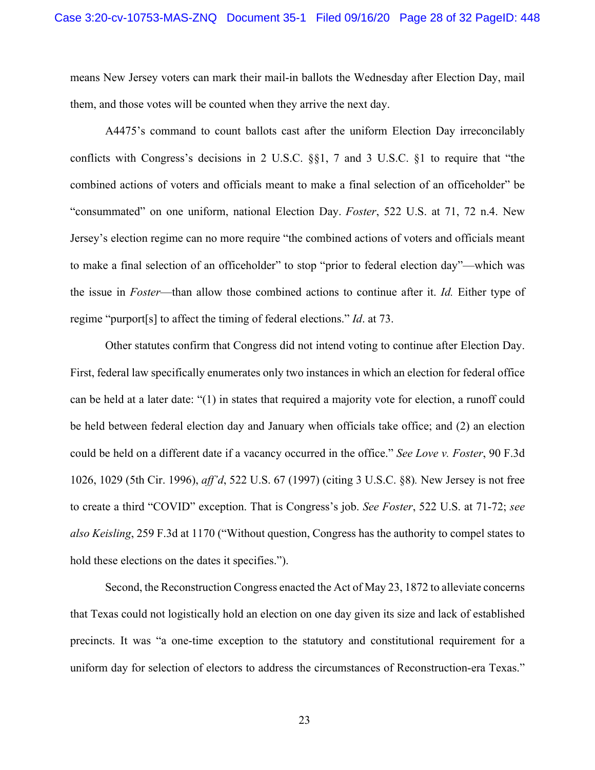means New Jersey voters can mark their mail-in ballots the Wednesday after Election Day, mail them, and those votes will be counted when they arrive the next day.

A4475's command to count ballots cast after the uniform Election Day irreconcilably conflicts with Congress's decisions in 2 U.S.C. §§1, 7 and 3 U.S.C. §1 to require that "the combined actions of voters and officials meant to make a final selection of an officeholder" be "consummated" on one uniform, national Election Day. *Foster*, 522 U.S. at 71, 72 n.4. New Jersey's election regime can no more require "the combined actions of voters and officials meant to make a final selection of an officeholder" to stop "prior to federal election day"—which was the issue in *Foster*—than allow those combined actions to continue after it. *Id.* Either type of regime "purport[s] to affect the timing of federal elections." *Id*. at 73.

Other statutes confirm that Congress did not intend voting to continue after Election Day. First, federal law specifically enumerates only two instances in which an election for federal office can be held at a later date: "(1) in states that required a majority vote for election, a runoff could be held between federal election day and January when officials take office; and (2) an election could be held on a different date if a vacancy occurred in the office." *See Love v. Foster*, 90 F.3d 1026, 1029 (5th Cir. 1996), *aff'd*, 522 U.S. 67 (1997) (citing 3 U.S.C. §8). New Jersey is not free to create a third "COVID" exception. That is Congress's job. *See Foster*, 522 U.S. at 71-72; *see also Keisling*, 259 F.3d at 1170 ("Without question, Congress has the authority to compel states to hold these elections on the dates it specifies.").

Second, the Reconstruction Congress enacted the Act of May 23, 1872 to alleviate concerns that Texas could not logistically hold an election on one day given its size and lack of established precincts. It was "a one-time exception to the statutory and constitutional requirement for a uniform day for selection of electors to address the circumstances of Reconstruction-era Texas."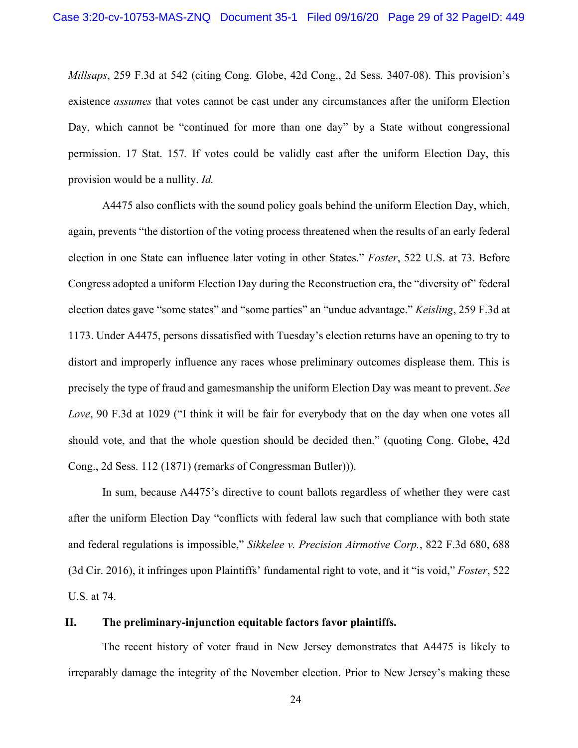*Millsaps*, 259 F.3d at 542 (citing Cong. Globe, 42d Cong., 2d Sess. 3407-08). This provision's existence *assumes* that votes cannot be cast under any circumstances after the uniform Election Day, which cannot be "continued for more than one day" by a State without congressional permission. 17 Stat. 157*.* If votes could be validly cast after the uniform Election Day, this provision would be a nullity. *Id.*

A4475 also conflicts with the sound policy goals behind the uniform Election Day, which, again, prevents "the distortion of the voting process threatened when the results of an early federal election in one State can influence later voting in other States." *Foster*, 522 U.S. at 73. Before Congress adopted a uniform Election Day during the Reconstruction era, the "diversity of" federal election dates gave "some states" and "some parties" an "undue advantage." *Keisling*, 259 F.3d at 1173. Under A4475, persons dissatisfied with Tuesday's election returns have an opening to try to distort and improperly influence any races whose preliminary outcomes displease them. This is precisely the type of fraud and gamesmanship the uniform Election Day was meant to prevent. *See Love*, 90 F.3d at 1029 ("I think it will be fair for everybody that on the day when one votes all should vote, and that the whole question should be decided then." (quoting Cong. Globe, 42d Cong., 2d Sess. 112 (1871) (remarks of Congressman Butler))).

In sum, because A4475's directive to count ballots regardless of whether they were cast after the uniform Election Day "conflicts with federal law such that compliance with both state and federal regulations is impossible," *Sikkelee v. Precision Airmotive Corp.*, 822 F.3d 680, 688 (3d Cir. 2016), it infringes upon Plaintiffs' fundamental right to vote, and it "is void," *Foster*, 522 U.S. at 74.

## II. The preliminary-injunction equitable factors favor plaintiffs.

The recent history of voter fraud in New Jersey demonstrates that A4475 is likely to irreparably damage the integrity of the November election. Prior to New Jersey's making these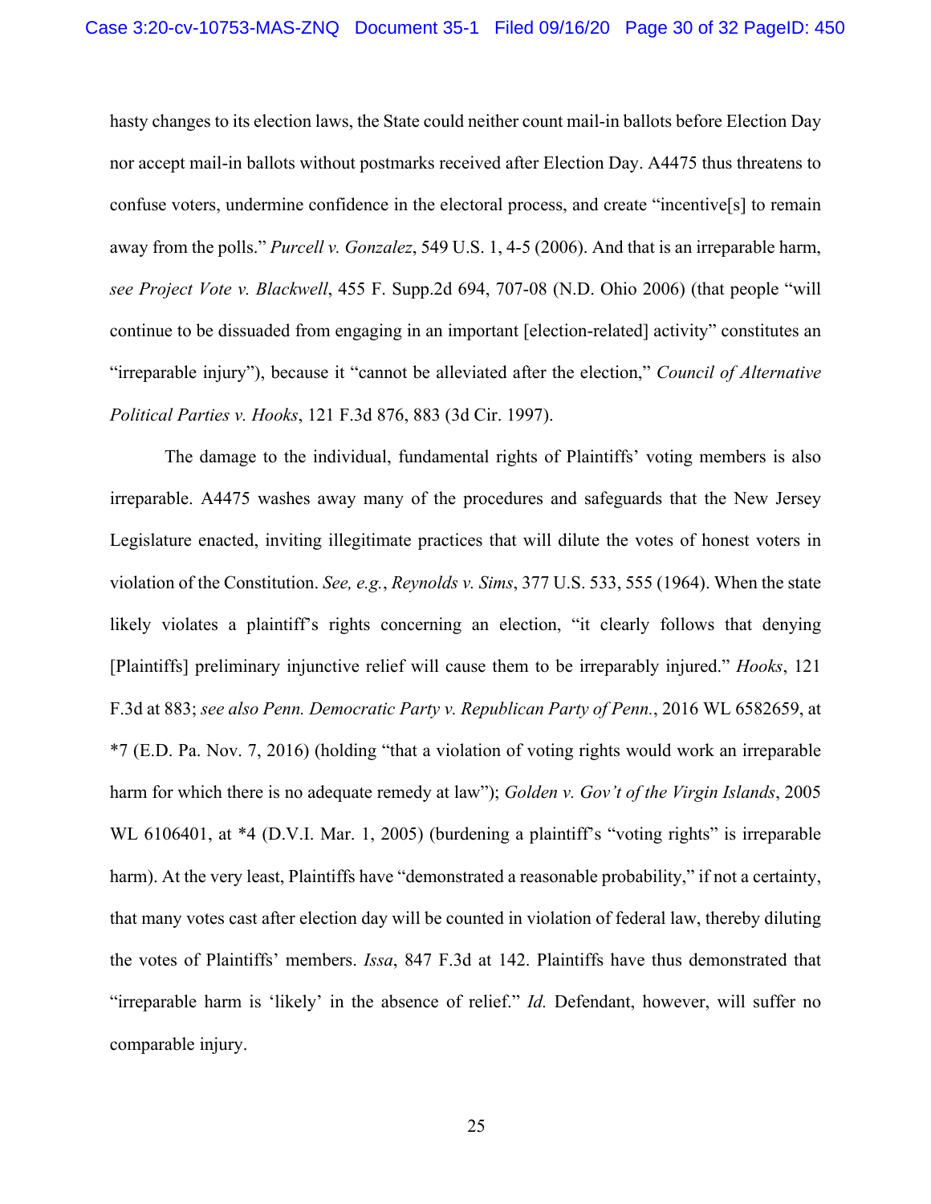hasty changes to its election laws, the State could neither count mail-in ballots before Election Day nor accept mail-in ballots without postmarks received after Election Day. A4475 thus threatens to confuse voters, undermine confidence in the electoral process, and create "incentive[s] to remain away from the polls." *Purcell v. Gonzalez*, 549 U.S. 1, 4-5 (2006). And that is an irreparable harm, *see Project Vote v. Blackwell*, 455 F. Supp.2d 694, 707-08 (N.D. Ohio 2006) (that people "will continue to be dissuaded from engaging in an important [election-related] activity" constitutes an "irreparable injury"), because it "cannot be alleviated after the election," *Council of Alternative Political Parties v. Hooks*, 121 F.3d 876, 883 (3d Cir. 1997).

The damage to the individual, fundamental rights of Plaintiffs' voting members is also irreparable. A4475 washes away many of the procedures and safeguards that the New Jersey Legislature enacted, inviting illegitimate practices that will dilute the votes of honest voters in violation of the Constitution. *See, e.g.*, *Reynolds v. Sims*, 377 U.S. 533, 555 (1964). When the state likely violates a plaintiff's rights concerning an election, "it clearly follows that denying [Plaintiffs] preliminary injunctive relief will cause them to be irreparably injured." *Hooks*, 121 F.3d at 883; *see also Penn. Democratic Party v. Republican Party of Penn.*, 2016 WL 6582659, at *7 (E.D. Pa. Nov. 7, 2016) (holding "that a violation of voting rights would work an irreparable harm for which there is no adequate remedy at law"); *Golden v. Gov't of the Virgin Islands*, 2005 WL 6106401, at *4 (D.V.I. Mar. 1, 2005) (burdening a plaintiff's "voting rights" is irreparable harm). At the very least, Plaintiffs have "demonstrated a reasonable probability," if not a certainty, that many votes cast after election day will be counted in violation of federal law, thereby diluting the votes of Plaintiffs' members. *Issa*, 847 F.3d at 142. Plaintiffs have thus demonstrated that "irreparable harm is 'likely' in the absence of relief." *Id.* Defendant, however, will suffer no comparable injury.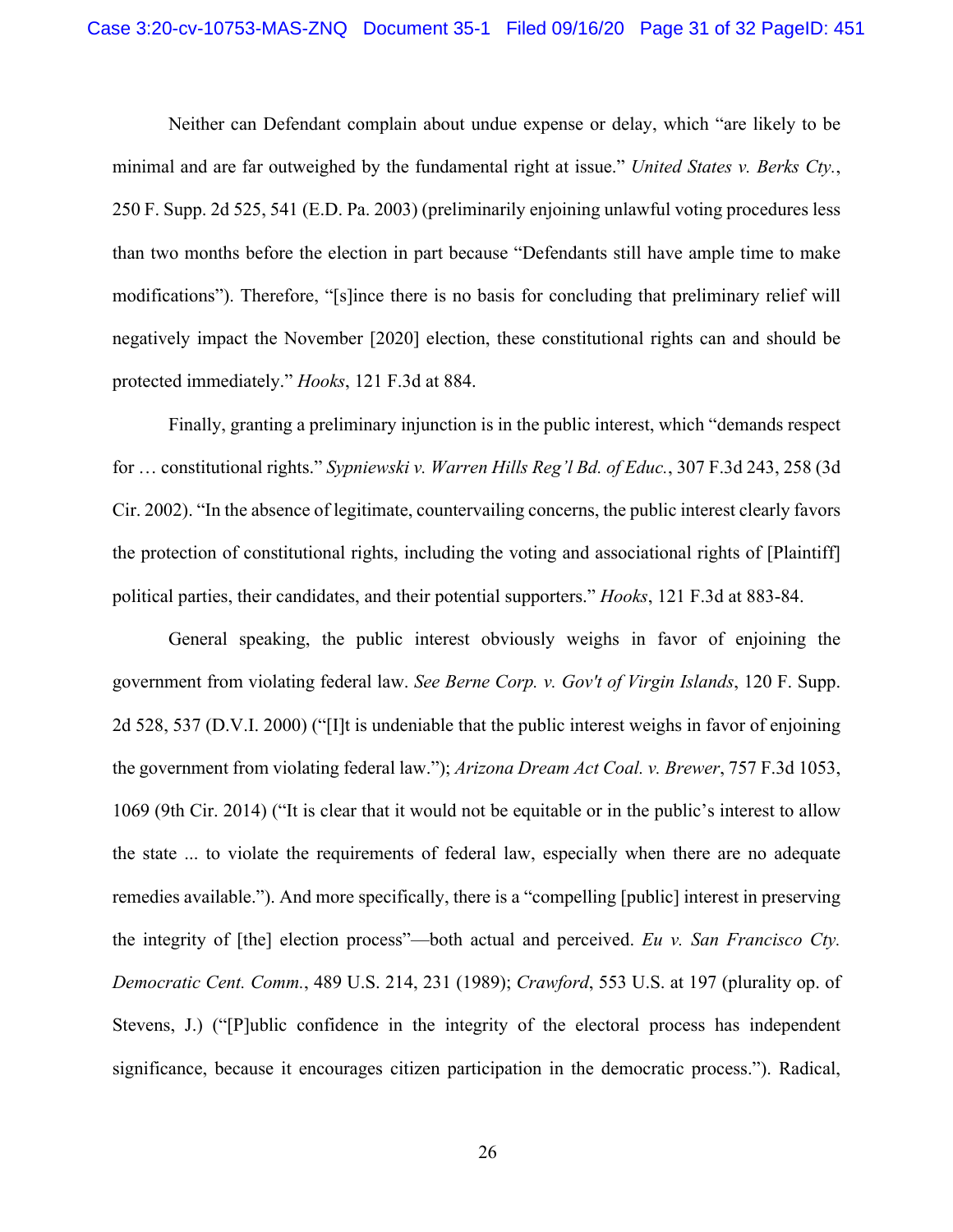Neither can Defendant complain about undue expense or delay, which "are likely to be minimal and are far outweighed by the fundamental right at issue." *United States v. Berks Cty.*, 250 F. Supp. 2d 525, 541 (E.D. Pa. 2003) (preliminarily enjoining unlawful voting procedures less than two months before the election in part because "Defendants still have ample time to make modifications"). Therefore, "[s]ince there is no basis for concluding that preliminary relief will negatively impact the November [2020] election, these constitutional rights can and should be protected immediately." *Hooks*, 121 F.3d at 884.

Finally, granting a preliminary injunction is in the public interest, which "demands respect for … constitutional rights." *Sypniewski v. Warren Hills Reg'l Bd. of Educ.*, 307 F.3d 243, 258 (3d Cir. 2002). "In the absence of legitimate, countervailing concerns, the public interest clearly favors the protection of constitutional rights, including the voting and associational rights of [Plaintiff] political parties, their candidates, and their potential supporters." *Hooks*, 121 F.3d at 883-84.

General speaking, the public interest obviously weighs in favor of enjoining the government from violating federal law. *See Berne Corp. v. Gov't of Virgin Islands*, 120 F. Supp. 2d 528, 537 (D.V.I. 2000) ("[I]t is undeniable that the public interest weighs in favor of enjoining the government from violating federal law."); *Arizona Dream Act Coal. v. Brewer*, 757 F.3d 1053, 1069 (9th Cir. 2014) ("It is clear that it would not be equitable or in the public's interest to allow the state ... to violate the requirements of federal law, especially when there are no adequate remedies available."). And more specifically, there is a "compelling [public] interest in preserving the integrity of [the] election process"—both actual and perceived. *Eu v. San Francisco Cty. Democratic Cent. Comm.*, 489 U.S. 214, 231 (1989); *Crawford*, 553 U.S. at 197 (plurality op. of Stevens, J.) ("[P]ublic confidence in the integrity of the electoral process has independent significance, because it encourages citizen participation in the democratic process."). Radical,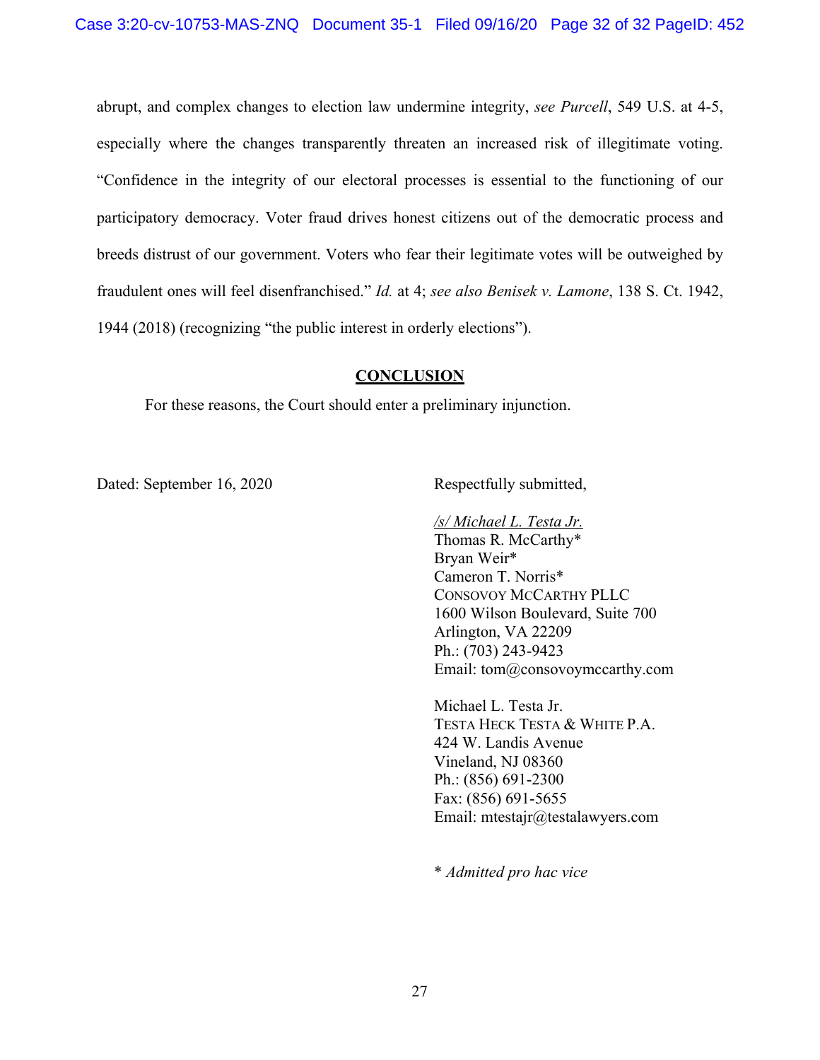abrupt, and complex changes to election law undermine integrity, *see Purcell*, 549 U.S. at 4-5, especially where the changes transparently threaten an increased risk of illegitimate voting. "Confidence in the integrity of our electoral processes is essential to the functioning of our participatory democracy. Voter fraud drives honest citizens out of the democratic process and breeds distrust of our government. Voters who fear their legitimate votes will be outweighed by fraudulent ones will feel disenfranchised." *Id.* at 4; *see also Benisek v. Lamone*, 138 S. Ct. 1942, 1944 (2018) (recognizing "the public interest in orderly elections").

## **CONCLUSION**

For these reasons, the Court should enter a preliminary injunction.

Dated: September 16, 2020

Respectfully submitted,

*/s/ Michael L. Testa Jr.*
Thomas R. McCarthy*
Bryan Weir*
Cameron T. Norris*
CONSOVOY MCCARTHY PLLC
1600 Wilson Boulevard, Suite 700
Arlington, VA 22209
Ph.: (703) 243-9423
Email: tom@consovoymccarthy.com

Michael L. Testa Jr.
TESTA HECK TESTA & WHITE P.A.
424 W. Landis Avenue
Vineland, NJ 08360
Ph.: (856) 691-2300
Fax: (856) 691-5655
Email: mtestajr@testalawyers.com

* *Admitted pro hac vice*